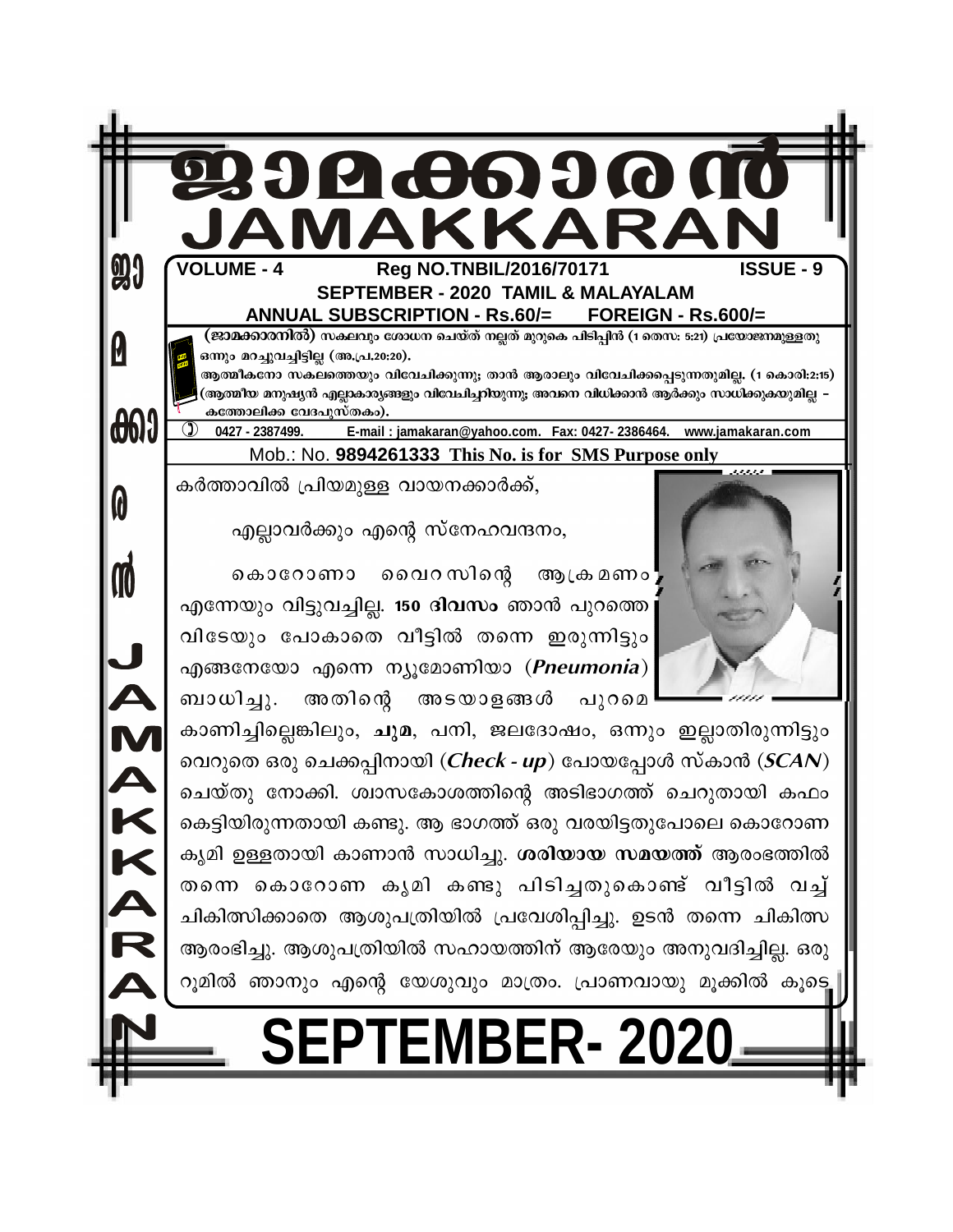# ജാമക്കാരൻ
# JAMAKKARAN

**VOLUME - 4** **Reg NO.TNBIL/2016/70171** **ISSUE - 9**

**SEPTEMBER - 2020 TAMIL & MALAYALAM**

**ANNUAL SUBSCRIPTION - Rs.60/= FOREIGN - Rs.600/=**

**(ജാമക്കാരനിൽ)** സകലവും ശോധന ചെയ്ത് നല്ലത് മുറുകെ പിടിപ്പിൻ (1 തെസ: 5:21) പ്രയോജനമുള്ളതു ഒന്നും മറച്ചുവച്ചിട്ടില്ല (അ.പ്ര.20:20).

ആത്മീകനോ സകലത്തെയും വിവേചിക്കുന്നു; താൻ ആരാലും വിവേചിക്കപ്പെടുന്നതുമില്ല. (1 കൊരി:2:15) (ആത്മീയ മനുഷ്യൻ എല്ലാകാര്യങ്ങളും വിവേചിച്ചറിയുന്നു; അവനെ വിധിക്കാൻ ആർക്കും സാധിക്കുകയുമില്ല – കത്തോലിക്ക വേദപുസ്തകം).

0427 - 2387499. E-mail : jamakaran@yahoo.com. Fax: 0427- 2386464. www.jamakaran.com

Mob.: No. **9894261333 This No. is for SMS Purpose only**

കർത്താവിൽ പ്രിയമുള്ള വായനക്കാർക്ക്,

എല്ലാവർക്കും എന്റെ സ്നേഹവന്ദനം,

കൊറോണാ വൈറസിന്റെ ആക്രമണം എന്നേയും വിട്ടുവച്ചില്ല. **150 ദിവസം** ഞാൻ പുറത്തെ വിടേയും പോകാതെ വീട്ടിൽ തന്നെ ഇരുന്നിട്ടും എങ്ങനേയോ എന്നെ ന്യൂമോണിയാ (***Pneumonia***) ബാധിച്ചു. അതിന്റെ അടയാളങ്ങൾ പുറമെ കാണിച്ചില്ലെങ്കിലും, **ചുമ**, പനി, ജലദോഷം, ഒന്നും ഇല്ലാതിരുന്നിട്ടും വെറുതെ ഒരു ചെക്കപ്പിനായി (***Check - up***) പോയപ്പോൾ സ്കാൻ (***SCAN***) ചെയ്തു നോക്കി. ശ്വാസകോശത്തിന്റെ അടിഭാഗത്ത് ചെറുതായി കഫം കെട്ടിയിരുന്നതായി കണ്ടു. ആ ഭാഗത്ത് ഒരു വരയിട്ടതുപോലെ കൊറോണ കൃമി ഉള്ളതായി കാണാൻ സാധിച്ചു. **ശരിയായ സമയത്ത്** ആരംഭത്തിൽ തന്നെ കൊറോണ കൃമി കണ്ടു പിടിച്ചതുകൊണ്ട് വീട്ടിൽ വച്ച് ചികിത്സിക്കാതെ ആശുപത്രിയിൽ പ്രവേശിപ്പിച്ചു. ഉടൻ തന്നെ ചികിത്സ ആരംഭിച്ചു. ആശുപത്രിയിൽ സഹായത്തിന് ആരേയും അനുവദിച്ചില്ല. ഒരു റൂമിൽ ഞാനും എന്റെ യേശുവും മാത്രം. പ്രാണവായു മൂക്കിൽ കൂടെ

# SEPTEMBER- 2020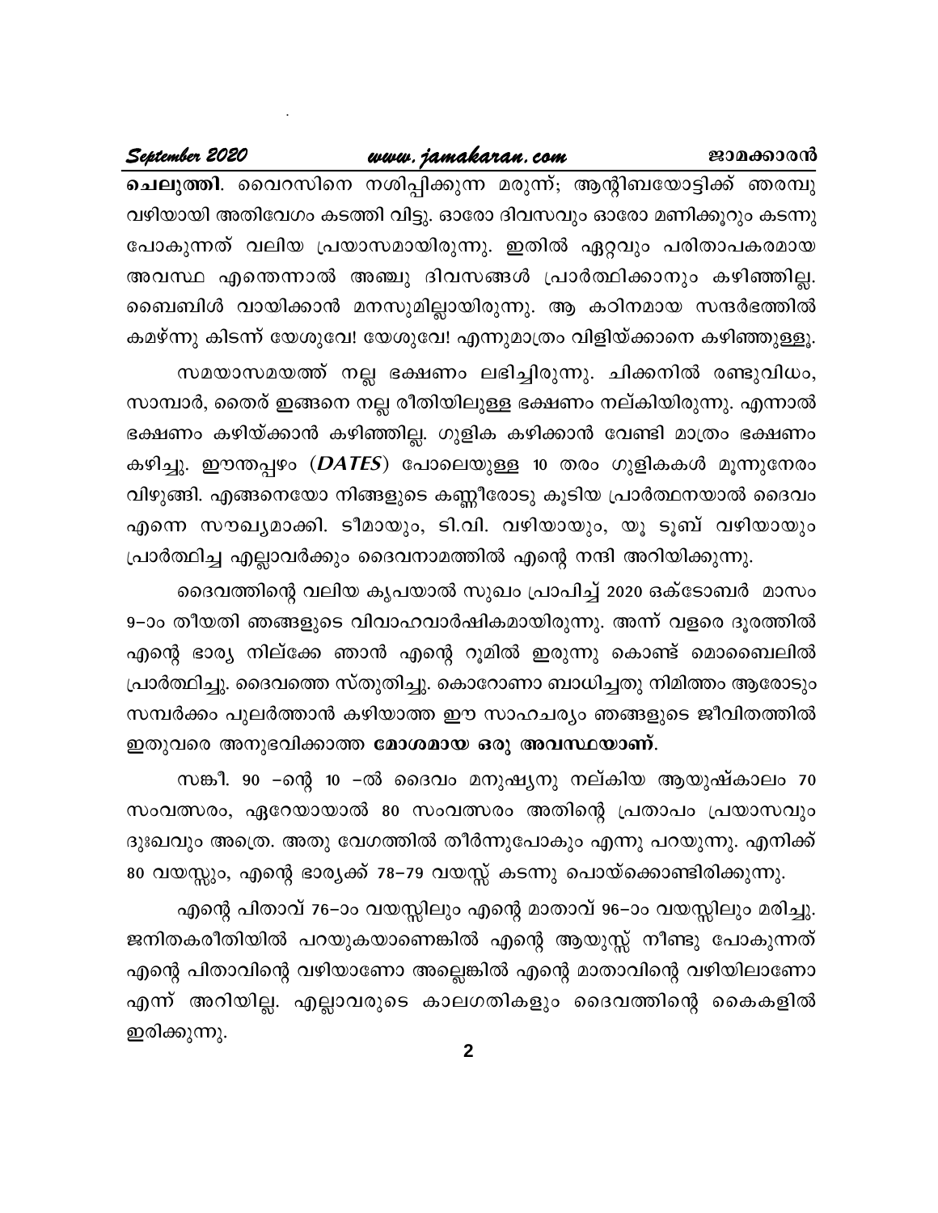**ചെലുത്തി**. വൈറസിനെ നശിപ്പിക്കുന്ന മരുന്ന്; ആന്റിബയോട്ടിക്ക് ഞരമ്പു വഴിയായി അതിവേഗം കടത്തി വിട്ടു. ഓരോ ദിവസവും ഓരോ മണിക്കൂറും കടന്നു പോകുന്നത് വലിയ പ്രയാസമായിരുന്നു. ഇതിൽ ഏറ്റവും പരിതാപകരമായ അവസ്ഥ എന്തെന്നാൽ അഞ്ചു ദിവസങ്ങൾ പ്രാർത്ഥിക്കാനും കഴിഞ്ഞില്ല. ബൈബിൾ വായിക്കാൻ മനസുമില്ലായിരുന്നു. ആ കഠിനമായ സന്ദർഭത്തിൽ കമഴ്ന്നു കിടന്ന് യേശുവേ! യേശുവേ! എന്നുമാത്രം വിളിയ്ക്കാനെ കഴിഞ്ഞുള്ളൂ.

സമയാസമയത്ത് നല്ല ഭക്ഷണം ലഭിച്ചിരുന്നു. ചിക്കനിൽ രണ്ടുവിധം, സാമ്പാർ, തൈര് ഇങ്ങനെ നല്ല രീതിയിലുള്ള ഭക്ഷണം നല്കിയിരുന്നു. എന്നാൽ ഭക്ഷണം കഴിയ്ക്കാൻ കഴിഞ്ഞില്ല. ഗുളിക കഴിക്കാൻ വേണ്ടി മാത്രം ഭക്ഷണം കഴിച്ചു. ഈന്തപ്പഴം (***DATES***) പോലെയുള്ള 10 തരം ഗുളികകൾ മൂന്നുനേരം വിഴുങ്ങി. എങ്ങനെയോ നിങ്ങളുടെ കണ്ണീരോടു കൂടിയ പ്രാർത്ഥനയാൽ ദൈവം എന്നെ സൗഖ്യമാക്കി. ടീമായും, ടി.വി. വഴിയായും, യൂ ടൂബ് വഴിയായും പ്രാർത്ഥിച്ച എല്ലാവർക്കും ദൈവനാമത്തിൽ എന്റെ നന്ദി അറിയിക്കുന്നു.

ദൈവത്തിന്റെ വലിയ കൃപയാൽ സുഖം പ്രാപിച്ച് 2020 ഒക്ടോബർ മാസം 9–ാം തീയതി ഞങ്ങളുടെ വിവാഹവാർഷികമായിരുന്നു. അന്ന് വളരെ ദൂരത്തിൽ എന്റെ ഭാര്യ നില്ക്കേ ഞാൻ എന്റെ റൂമിൽ ഇരുന്നു കൊണ്ട് മൊബൈലിൽ പ്രാർത്ഥിച്ചു. ദൈവത്തെ സ്തുതിച്ചു. കൊറോണാ ബാധിച്ചതു നിമിത്തം ആരോടും സമ്പർക്കം പുലർത്താൻ കഴിയാത്ത ഈ സാഹചര്യം ഞങ്ങളുടെ ജീവിതത്തിൽ ഇതുവരെ അനുഭവിക്കാത്ത **മോശമായ ഒരു അവസ്ഥയാണ്**.

സങ്കീ. 90 –ന്റെ 10 –ൽ ദൈവം മനുഷ്യനു നല്കിയ ആയുഷ്കാലം 70 സംവത്സരം, ഏറേയായാൽ 80 സംവത്സരം അതിന്റെ പ്രതാപം പ്രയാസവും ദുഃഖവും അത്രെ. അതു വേഗത്തിൽ തീർന്നുപോകും എന്നു പറയുന്നു. എനിക്ക് 80 വയസ്സും, എന്റെ ഭാര്യക്ക് 78–79 വയസ്സ് കടന്നു പൊയ്ക്കൊണ്ടിരിക്കുന്നു.

എന്റെ പിതാവ് 76–ാം വയസ്സിലും എന്റെ മാതാവ് 96–ാം വയസ്സിലും മരിച്ചു. ജനിതകരീതിയിൽ പറയുകയാണെങ്കിൽ എന്റെ ആയുസ്സ് നീണ്ടു പോകുന്നത് എന്റെ പിതാവിന്റെ വഴിയാണോ അല്ലെങ്കിൽ എന്റെ മാതാവിന്റെ വഴിയിലാണോ എന്ന് അറിയില്ല. എല്ലാവരുടെ കാലഗതികളും ദൈവത്തിന്റെ കൈകളിൽ ഇരിക്കുന്നു.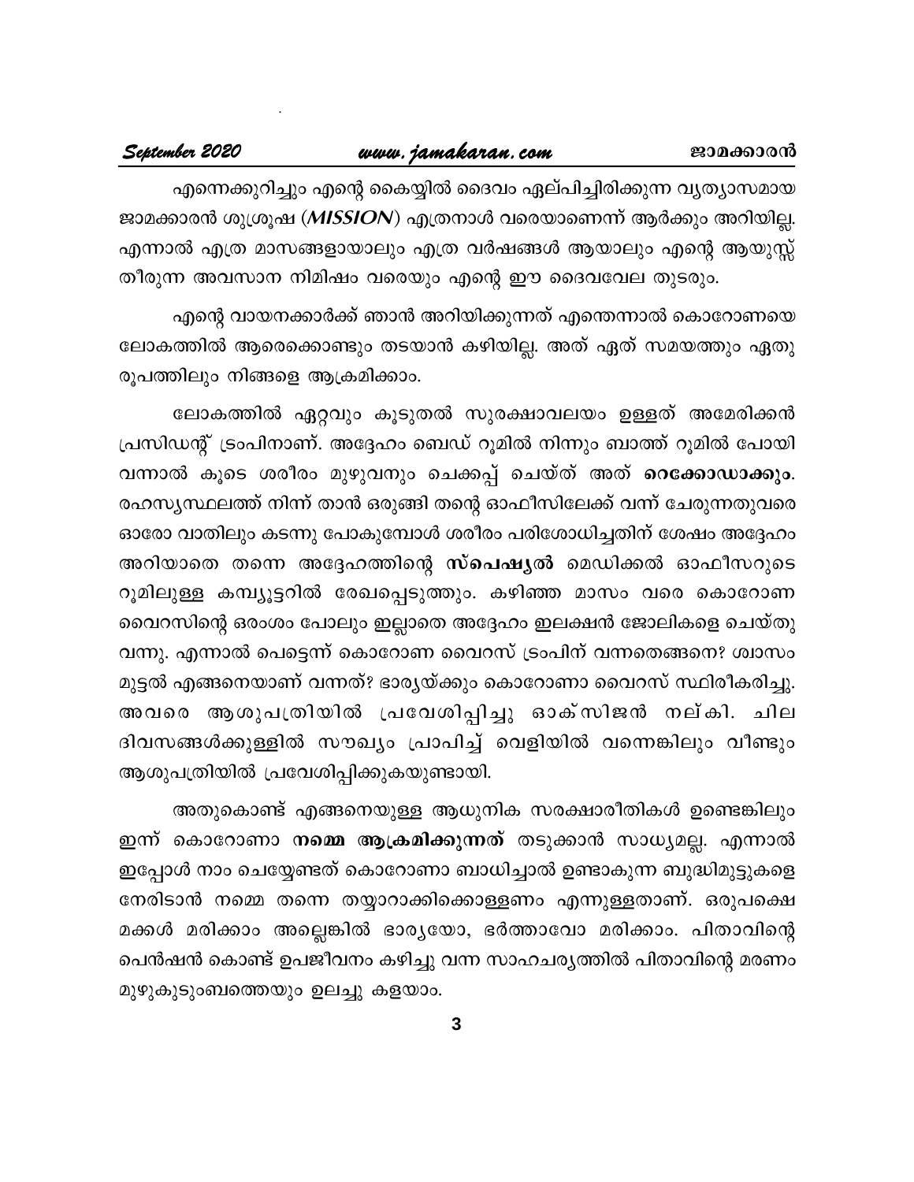എന്നെക്കുറിച്ചും എന്റെ കൈയ്യിൽ ദൈവം ഏല്പിച്ചിരിക്കുന്ന വ്യത്യാസമായ ജാമക്കാരൻ ശുശ്രൂഷ (***MISSION***) എത്രനാൾ വരെയാണെന്ന് ആർക്കും അറിയില്ല. എന്നാൽ എത്ര മാസങ്ങളായാലും എത്ര വർഷങ്ങൾ ആയാലും എന്റെ ആയുസ്സ് തീരുന്ന അവസാന നിമിഷം വരെയും എന്റെ ഈ ദൈവവേല തുടരും.

എന്റെ വായനക്കാർക്ക് ഞാൻ അറിയിക്കുന്നത് എന്തെന്നാൽ കൊറോണയെ ലോകത്തിൽ ആരെക്കൊണ്ടും തടയാൻ കഴിയില്ല. അത് ഏത് സമയത്തും ഏതു രൂപത്തിലും നിങ്ങളെ ആക്രമിക്കാം.

ലോകത്തിൽ ഏറ്റവും കൂടുതൽ സുരക്ഷാവലയം ഉള്ളത് അമേരിക്കൻ പ്രസിഡന്റ് ട്രംപിനാണ്. അദ്ദേഹം ബെഡ് റൂമിൽ നിന്നും ബാത്ത് റൂമിൽ പോയി വന്നാൽ കൂടെ ശരീരം മുഴുവനും ചെക്കപ്പ് ചെയ്ത് അത് **റെക്കോഡാക്കും**. രഹസ്യസ്ഥലത്ത് നിന്ന് താൻ ഒരുങ്ങി തന്റെ ഓഫീസിലേക്ക് വന്ന് ചേരുന്നതുവരെ ഓരോ വാതിലും കടന്നു പോകുമ്പോൾ ശരീരം പരിശോധിച്ചതിന് ശേഷം അദ്ദേഹം അറിയാതെ തന്നെ അദ്ദേഹത്തിന്റെ **സ്പെഷ്യൽ** മെഡിക്കൽ ഓഫീസറുടെ റൂമിലുള്ള കമ്പ്യൂട്ടറിൽ രേഖപ്പെടുത്തും. കഴിഞ്ഞ മാസം വരെ കൊറോണ വൈറസിന്റെ ഒരംശം പോലും ഇല്ലാതെ അദ്ദേഹം ഇലക്ഷൻ ജോലികളെ ചെയ്തു വന്നു. എന്നാൽ പെട്ടെന്ന് കൊറോണ വൈറസ് ട്രംപിന് വന്നതെങ്ങനെ? ശ്വാസം മുട്ടൽ എങ്ങനെയാണ് വന്നത്? ഭാര്യയ്ക്കും കൊറോണാ വൈറസ് സ്ഥിരീകരിച്ചു. അവരെ ആശുപത്രിയിൽ പ്രവേശിപ്പിച്ചു ഓക്സിജൻ നല്കി. ചില ദിവസങ്ങൾക്കുള്ളിൽ സൗഖ്യം പ്രാപിച്ച് വെളിയിൽ വന്നെങ്കിലും വീണ്ടും ആശുപത്രിയിൽ പ്രവേശിപ്പിക്കുകയുണ്ടായി.

അതുകൊണ്ട് എങ്ങനെയുള്ള ആധുനിക സരക്ഷാരീതികൾ ഉണ്ടെങ്കിലും ഇന്ന് കൊറോണാ **നമ്മെ ആക്രമിക്കുന്നത്** തടുക്കാൻ സാധ്യമല്ല. എന്നാൽ ഇപ്പോൾ നാം ചെയ്യേണ്ടത് കൊറോണാ ബാധിച്ചാൽ ഉണ്ടാകുന്ന ബുദ്ധിമുട്ടുകളെ നേരിടാൻ നമ്മെ തന്നെ തയ്യാറാക്കിക്കൊള്ളണം എന്നുള്ളതാണ്. ഒരുപക്ഷെ മക്കൾ മരിക്കാം അല്ലെങ്കിൽ ഭാര്യയോ, ഭർത്താവോ മരിക്കാം. പിതാവിന്റെ പെൻഷൻ കൊണ്ട് ഉപജീവനം കഴിച്ചു വന്ന സാഹചര്യത്തിൽ പിതാവിന്റെ മരണം മുഴുകുടുംബത്തെയും ഉലച്ചു കളയാം.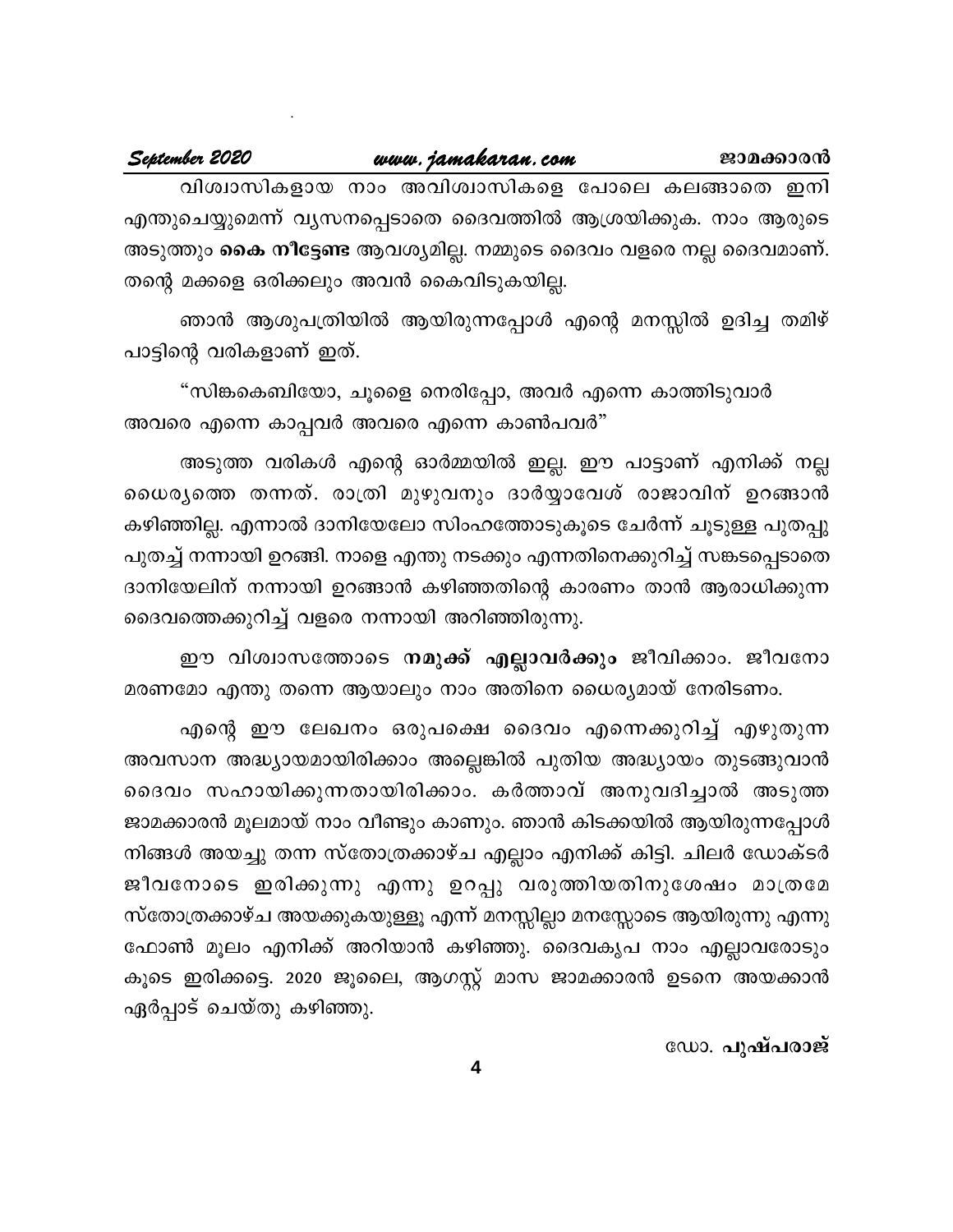വിശ്വാസികളായ നാം അവിശ്വാസികളെ പോലെ കലങ്ങാതെ ഇനി എന്തുചെയ്യുമെന്ന് വ്യസനപ്പെടാതെ ദൈവത്തിൽ ആശ്രയിക്കുക. നാം ആരുടെ അടുത്തും **കൈ നീട്ടേണ്ട** ആവശ്യമില്ല. നമ്മുടെ ദൈവം വളരെ നല്ല ദൈവമാണ്. തന്റെ മക്കളെ ഒരിക്കലും അവൻ കൈവിടുകയില്ല.

ഞാൻ ആശുപത്രിയിൽ ആയിരുന്നപ്പോൾ എന്റെ മനസ്സിൽ ഉദിച്ച തമിഴ് പാട്ടിന്റെ വരികളാണ് ഇത്.

"സിങ്കെബിയോ, ചൂളൈ നെരിപ്പോ, അവർ എന്നെ കാത്തിടുവാർ
അവരെ എന്നെ കാപ്പവർ അവരെ എന്നെ കാൺപവർ"

അടുത്ത വരികൾ എന്റെ ഓർമ്മയിൽ ഇല്ല. ഈ പാട്ടാണ് എനിക്ക് നല്ല ധൈര്യത്തെ തന്നത്. രാത്രി മുഴുവനും ദാർയ്യാവേശ് രാജാവിന് ഉറങ്ങാൻ കഴിഞ്ഞില്ല. എന്നാൽ ദാനിയേലോ സിംഹത്തോടുകൂടെ ചേർന്ന് ചൂടുള്ള പുതപ്പു പുതച്ച് നന്നായി ഉറങ്ങി. നാളെ എന്തു നടക്കും എന്നതിനെക്കുറിച്ച് സങ്കടപ്പെടാതെ ദാനിയേലിന് നന്നായി ഉറങ്ങാൻ കഴിഞ്ഞതിന്റെ കാരണം താൻ ആരാധിക്കുന്ന ദൈവത്തെക്കുറിച്ച് വളരെ നന്നായി അറിഞ്ഞിരുന്നു.

ഈ വിശ്വാസത്തോടെ **നമുക്ക് എല്ലാവർക്കും** ജീവിക്കാം. ജീവനോ മരണമോ എന്തു തന്നെ ആയാലും നാം അതിനെ ധൈര്യമായ് നേരിടണം.

എന്റെ ഈ ലേഖനം ഒരുപക്ഷെ ദൈവം എന്നെക്കുറിച്ച് എഴുതുന്ന അവസാന അദ്ധ്യായമായിരിക്കാം അല്ലെങ്കിൽ പുതിയ അദ്ധ്യായം തുടങ്ങുവാൻ ദൈവം സഹായിക്കുന്നതായിരിക്കാം. കർത്താവ് അനുവദിച്ചാൽ അടുത്ത ജാമക്കാരൻ മൂലമായ് നാം വീണ്ടും കാണും. ഞാൻ കിടക്കയിൽ ആയിരുന്നപ്പോൾ നിങ്ങൾ അയച്ചു തന്ന സ്തോത്രക്കാഴ്ച എല്ലാം എനിക്ക് കിട്ടി. ചിലർ ഡോക്ടർ ജീവനോടെ ഇരിക്കുന്നു എന്നു ഉറപ്പു വരുത്തിയതിനുശേഷം മാത്രമേ സ്തോത്രക്കാഴ്ച അയക്കുകയുള്ളൂ എന്ന് മനസ്സില്ലാ മനസ്സോടെ ആയിരുന്നു എന്നു ഫോൺ മൂലം എനിക്ക് അറിയാൻ കഴിഞ്ഞു. ദൈവകൃപ നാം എല്ലാവരോടും കൂടെ ഇരിക്കട്ടെ. 2020 ജൂലൈ, ആഗസ്റ്റ് മാസ ജാമക്കാരൻ ഉടനെ അയക്കാൻ ഏർപ്പാട് ചെയ്തു കഴിഞ്ഞു.

ഡോ. **പുഷ്പരാജ്**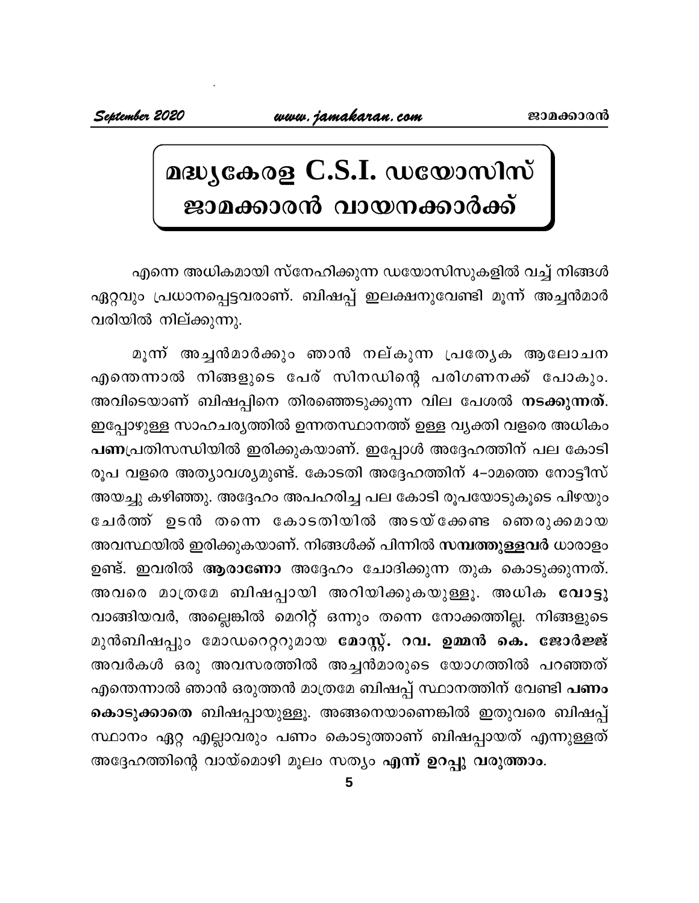# മദ്ധ്യകേരള C.S.I. ഡയോസിസ് ജാമക്കാരൻ വായനക്കാർക്ക്

എന്നെ അധികമായി സ്നേഹിക്കുന്ന ഡയോസിസുകളിൽ വച്ച് നിങ്ങൾ ഏറ്റവും പ്രധാനപ്പെട്ടവരാണ്. ബിഷപ്പ് ഇലക്ഷനുവേണ്ടി മൂന്ന് അച്ചൻമാർ വരിയിൽ നില്ക്കുന്നു.

മൂന്ന് അച്ചൻമാർക്കും ഞാൻ നല്കുന്ന പ്രത്യേക ആലോചന എന്തെന്നാൽ നിങ്ങളുടെ പേര് സിനഡിന്റെ പരിഗണനക്ക് പോകും. അവിടെയാണ് ബിഷപ്പിനെ തിരഞ്ഞെടുക്കുന്ന വില പേശൽ **നടക്കുന്നത്**. ഇപ്പോഴുള്ള സാഹചര്യത്തിൽ ഉന്നതസ്ഥാനത്ത് ഉള്ള വ്യക്തി വളരെ അധികം **പണ**പ്രതിസന്ധിയിൽ ഇരിക്കുകയാണ്. ഇപ്പോൾ അദ്ദേഹത്തിന് പല കോടി രൂപ വളരെ അത്യാവശ്യമുണ്ട്. കോടതി അദ്ദേഹത്തിന് 4–ാമത്തെ നോട്ടീസ് അയച്ചു കഴിഞ്ഞു. അദ്ദേഹം അപഹരിച്ച പല കോടി രൂപയോടുകൂടെ പിഴയും ചേർത്ത് ഉടൻ തന്നെ കോടതിയിൽ അടയ്ക്കേണ്ട ഞെരുക്കമായ അവസ്ഥയിൽ ഇരിക്കുകയാണ്. നിങ്ങൾക്ക് പിന്നിൽ **സമ്പത്തുള്ളവർ** ധാരാളം ഉണ്ട്. ഇവരിൽ **ആരാണോ** അദ്ദേഹം ചോദിക്കുന്ന തുക കൊടുക്കുന്നത്. അവരെ മാത്രമേ ബിഷപ്പായി അറിയിക്കുകയുള്ളൂ. അധിക **വോട്ടു** വാങ്ങിയവർ, അല്ലെങ്കിൽ മെറിറ്റ് ഒന്നും തന്നെ നോക്കത്തില്ല. നിങ്ങളുടെ മുൻബിഷപ്പും മോഡറെറ്ററുമായ **മോസ്റ്റ്. റവ. ഉമ്മൻ കെ. ജോർജ്ജ്** അവർകൾ ഒരു അവസരത്തിൽ അച്ചൻമാരുടെ യോഗത്തിൽ പറഞ്ഞത് എന്തെന്നാൽ ഞാൻ ഒരുത്തൻ മാത്രമേ ബിഷപ്പ് സ്ഥാനത്തിന് വേണ്ടി **പണം കൊടുക്കാതെ** ബിഷപ്പായുള്ളൂ. അങ്ങനെയാണെങ്കിൽ ഇതുവരെ ബിഷപ്പ് സ്ഥാനം ഏറ്റ എല്ലാവരും പണം കൊടുത്താണ് ബിഷപ്പായത് എന്നുള്ളത് അദ്ദേഹത്തിന്റെ വായ്മൊഴി മൂലം സത്യം **എന്ന് ഉറപ്പു വരുത്താം**.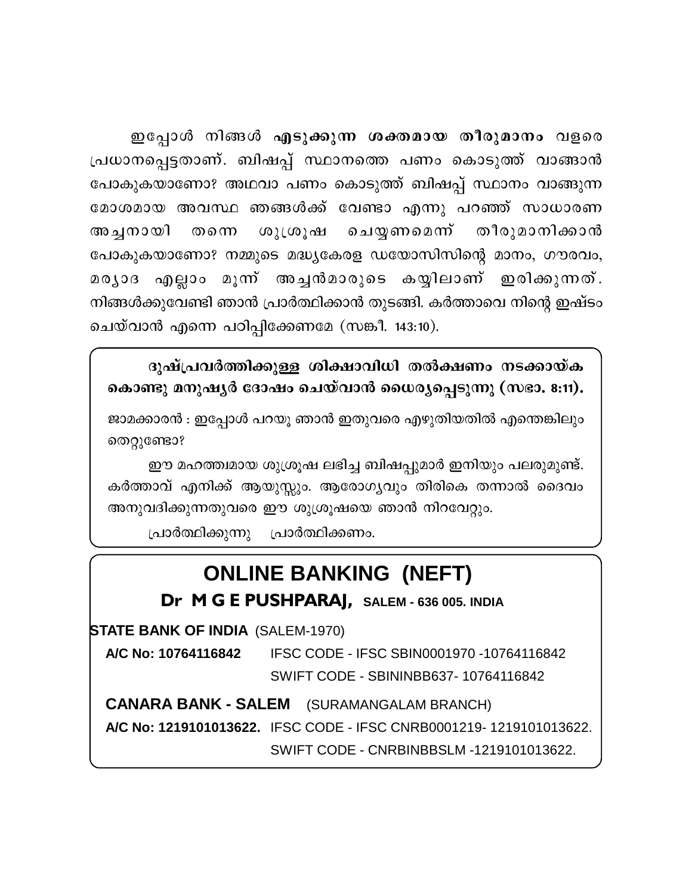ഇപ്പോൾ നിങ്ങൾ **എടുക്കുന്ന ശക്തമായ തീരുമാനം** വളരെ പ്രധാനപ്പെട്ടതാണ്. ബിഷപ്പ് സ്ഥാനത്തെ പണം കൊടുത്ത് വാങ്ങാൻ പോകുകയാണോ? അഥവാ പണം കൊടുത്ത് ബിഷപ്പ് സ്ഥാനം വാങ്ങുന്ന മോശമായ അവസ്ഥ ഞങ്ങൾക്ക് വേണ്ടാ എന്നു പറഞ്ഞ് സാധാരണ അച്ചനായി തന്നെ ശുശ്രൂഷ ചെയ്യണമെന്ന് തീരുമാനിക്കാൻ പോകുകയാണോ? നമ്മുടെ മദ്ധ്യകേരള ഡയോസിസിന്റെ മാനം, ഗൗരവം, മര്യാദ എല്ലാം മൂന്ന് അച്ചൻമാരുടെ കയ്യിലാണ് ഇരിക്കുന്നത്. നിങ്ങൾക്കുവേണ്ടി ഞാൻ പ്രാർത്ഥിക്കാൻ തുടങ്ങി. കർത്താവെ നിന്റെ ഇഷ്ടം ചെയ്‌വാൻ എന്നെ പഠിപ്പിക്കേണമേ (സങ്കീ. 143:10).

**ദുഷ്പ്രവർത്തിക്കുള്ള ശിക്ഷാവിധി തൽക്ഷണം നടക്കായ്ക കൊണ്ടു മനുഷ്യർ ദോഷം ചെയ്‌വാൻ ധൈര്യപ്പെടുന്നു (സഭാ. 8:11).**

ജാമക്കാരൻ : ഇപ്പോൾ പറയൂ ഞാൻ ഇതുവരെ എഴുതിയതിൽ എന്തെങ്കിലും തെറ്റുണ്ടോ?

ഈ മഹത്വമായ ശുശ്രൂഷ ലഭിച്ച ബിഷപ്പുമാർ ഇനിയും പലരുമുണ്ട്. കർത്താവ് എനിക്ക് ആയുസ്സും. ആരോഗ്യവും തിരികെ തന്നാൽ ദൈവം അനുവദിക്കുന്നതുവരെ ഈ ശുശ്രൂഷയെ ഞാൻ നിറവേറ്റും.

പ്രാർത്ഥിക്കുന്നു    പ്രാർത്ഥിക്കണം.

## ONLINE BANKING (NEFT)

**Dr M G E PUSHPARAJ,** SALEM - 636 005. INDIA

**STATE BANK OF INDIA** (SALEM-1970)

**A/C No: 10764116842**    IFSC CODE - IFSC SBIN0001970 -10764116842
SWIFT CODE - SBININBB637- 10764116842

**CANARA BANK - SALEM** (SURAMANGALAM BRANCH)

**A/C No: 1219101013622.**    IFSC CODE - IFSC CNRB0001219- 1219101013622.
SWIFT CODE - CNRBINBBSLM -1219101013622.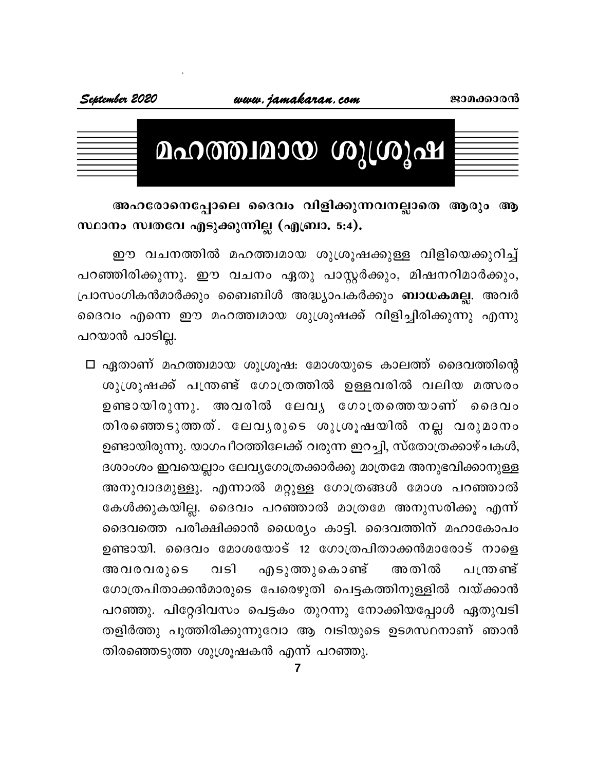# മഹത്ത്വമായ ശുശ്രൂഷ

**അഹരോനെപ്പോലെ ദൈവം വിളിക്കുന്നവനല്ലാതെ ആരും ആ സ്ഥാനം സ്വതവേ എടുക്കുന്നില്ല (എബ്രാ. 5:4).**

ഈ വചനത്തിൽ മഹത്ത്വമായ ശുശ്രൂഷക്കുള്ള വിളിയെക്കുറിച്ച് പറഞ്ഞിരിക്കുന്നു. ഈ വചനം ഏതു പാസ്റ്റർക്കും, മിഷനറിമാർക്കും, പ്രാസംഗികൻമാർക്കും ബൈബിൾ അദ്ധ്യാപകർക്കും **ബാധകമല്ല**. അവർ ദൈവം എന്നെ ഈ മഹത്ത്വമായ ശുശ്രൂഷക്ക് വിളിച്ചിരിക്കുന്നു എന്നു പറയാൻ പാടില്ല.

- ഏതാണ് മഹത്ത്വമായ ശുശ്രൂഷ: മോശയുടെ കാലത്ത് ദൈവത്തിന്റെ ശുശ്രൂഷക്ക് പന്ത്രണ്ട് ഗോത്രത്തിൽ ഉള്ളവരിൽ വലിയ മത്സരം ഉണ്ടായിരുന്നു. അവരിൽ ലേവ്യ ഗോത്രത്തെയാണ് ദൈവം തിരഞ്ഞെടുത്തത്. ലേവ്യരുടെ ശുശ്രൂഷയിൽ നല്ല വരുമാനം ഉണ്ടായിരുന്നു. യാഗപീഠത്തിലേക്ക് വരുന്ന ഇറച്ചി, സ്തോത്രക്കാഴ്ചകൾ, ദശാംശം ഇവയെല്ലാം ലേവ്യഗോത്രക്കാർക്കു മാത്രമേ അനുഭവിക്കാനുള്ള അനുവാദമുള്ളൂ. എന്നാൽ മറ്റുള്ള ഗോത്രങ്ങൾ മോശ പറഞ്ഞാൽ കേൾക്കുകയില്ല. ദൈവം പറഞ്ഞാൽ മാത്രമേ അനുസരിക്കൂ എന്ന് ദൈവത്തെ പരീക്ഷിക്കാൻ ധൈര്യം കാട്ടി. ദൈവത്തിന് മഹാകോപം ഉണ്ടായി. ദൈവം മോശയോട് 12 ഗോത്രപിതാക്കൻമാരോട് നാളെ അവരവരുടെ വടി എടുത്തുകൊണ്ട് അതിൽ പന്ത്രണ്ട് ഗോത്രപിതാക്കൻമാരുടെ പേരെഴുതി പെട്ടകത്തിനുള്ളിൽ വയ്ക്കാൻ പറഞ്ഞു. പിറ്റേദിവസം പെട്ടകം തുറന്നു നോക്കിയപ്പോൾ ഏതുവടി തളിർത്തു പൂത്തിരിക്കുന്നുവോ ആ വടിയുടെ ഉടമസ്ഥനാണ് ഞാൻ തിരഞ്ഞെടുത്ത ശുശ്രൂഷകൻ എന്ന് പറഞ്ഞു.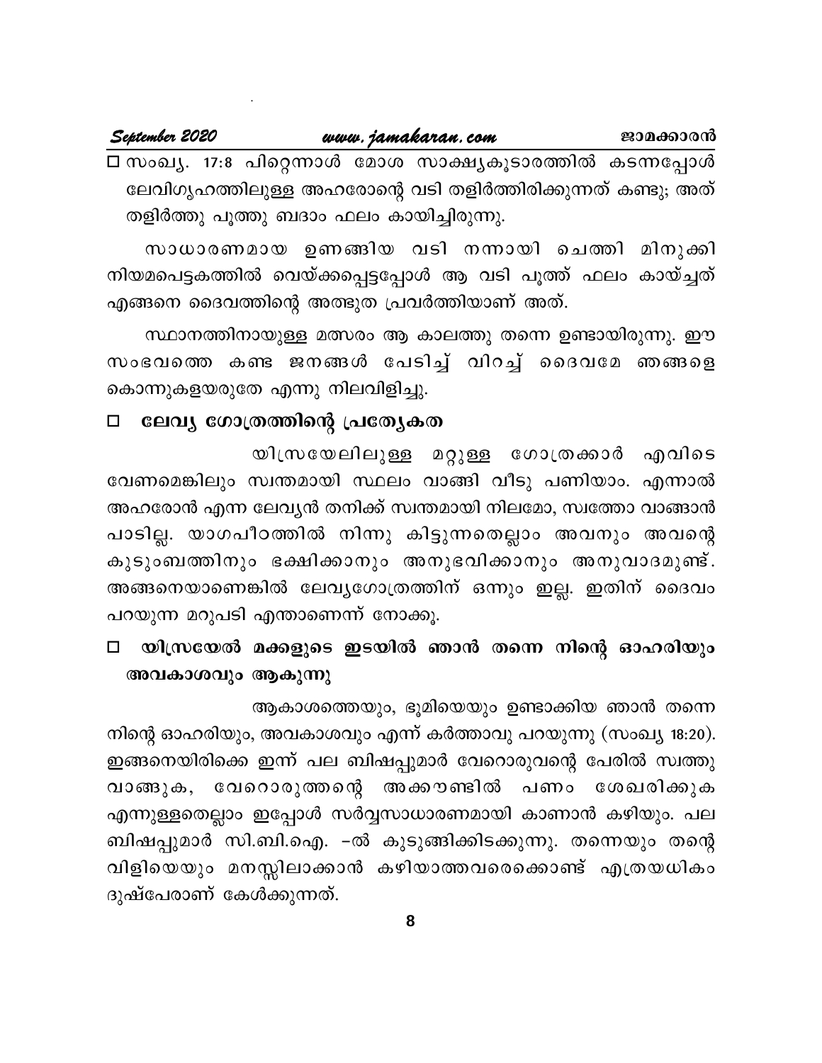□ സംഖ്യ. 17:8 പിറ്റെന്നാൾ മോശ സാക്ഷ്യകൂടാരത്തിൽ കടന്നപ്പോൾ ലേവിഗൃഹത്തിലുള്ള അഹരോന്റെ വടി തളിർത്തിരിക്കുന്നത് കണ്ടു; അത് തളിർത്തു പൂത്തു ബദാം ഫലം കായിച്ചിരുന്നു.

സാധാരണമായ ഉണങ്ങിയ വടി നന്നായി ചെത്തി മിനുക്കി നിയമപെട്ടകത്തിൽ വെയ്ക്കപ്പെട്ടപ്പോൾ ആ വടി പൂത്ത് ഫലം കായ്ച്ചത് എങ്ങനെ ദൈവത്തിന്റെ അത്ഭുത പ്രവർത്തിയാണ് അത്.

സ്ഥാനത്തിനായുള്ള മത്സരം ആ കാലത്തു തന്നെ ഉണ്ടായിരുന്നു. ഈ സംഭവത്തെ കണ്ട ജനങ്ങൾ പേടിച്ച് വിറച്ച് ദൈവമേ ഞങ്ങളെ കൊന്നുകളയരുതേ എന്നു നിലവിളിച്ചു.

### □ ലേവ്യ ഗോത്രത്തിന്റെ പ്രത്യേകത

യിസ്രയേലിലുള്ള മറ്റുള്ള ഗോത്രക്കാർ എവിടെ വേണമെങ്കിലും സ്വന്തമായി സ്ഥലം വാങ്ങി വീടു പണിയാം. എന്നാൽ അഹരോൻ എന്ന ലേവ്യൻ തനിക്ക് സ്വന്തമായി നിലമോ, സ്വത്തോ വാങ്ങാൻ പാടില്ല. യാഗപീഠത്തിൽ നിന്നു കിട്ടുന്നതെല്ലാം അവനും അവന്റെ കുടുംബത്തിനും ഭക്ഷിക്കാനും അനുഭവിക്കാനും അനുവാദമുണ്ട്. അങ്ങനെയാണെങ്കിൽ ലേവ്യഗോത്രത്തിന് ഒന്നും ഇല്ല. ഇതിന് ദൈവം പറയുന്ന മറുപടി എന്താണെന്ന് നോക്കൂ.

### □ യിസ്രയേൽ മക്കളുടെ ഇടയിൽ ഞാൻ തന്നെ നിന്റെ ഓഹരിയും അവകാശവും ആകുന്നു

ആകാശത്തെയും, ഭൂമിയെയും ഉണ്ടാക്കിയ ഞാൻ തന്നെ നിന്റെ ഓഹരിയും, അവകാശവും എന്ന് കർത്താവു പറയുന്നു (സംഖ്യ 18:20). ഇങ്ങനെയിരിക്കെ ഇന്ന് പല ബിഷപ്പുമാർ വേറൊരുവന്റെ പേരിൽ സ്വത്തു വാങ്ങുക, വേറൊരുത്തന്റെ അക്കൗണ്ടിൽ പണം ശേഖരിക്കുക എന്നുള്ളതെല്ലാം ഇപ്പോൾ സർവ്വസാധാരണമായി കാണാൻ കഴിയും. പല ബിഷപ്പുമാർ സി.ബി.ഐ. -ൽ കുടുങ്ങിക്കിടക്കുന്നു. തന്നെയും തന്റെ വിളിയെയും മനസ്സിലാക്കാൻ കഴിയാത്തവരെക്കൊണ്ട് എത്രയധികം ദുഷ്പേരാണ് കേൾക്കുന്നത്.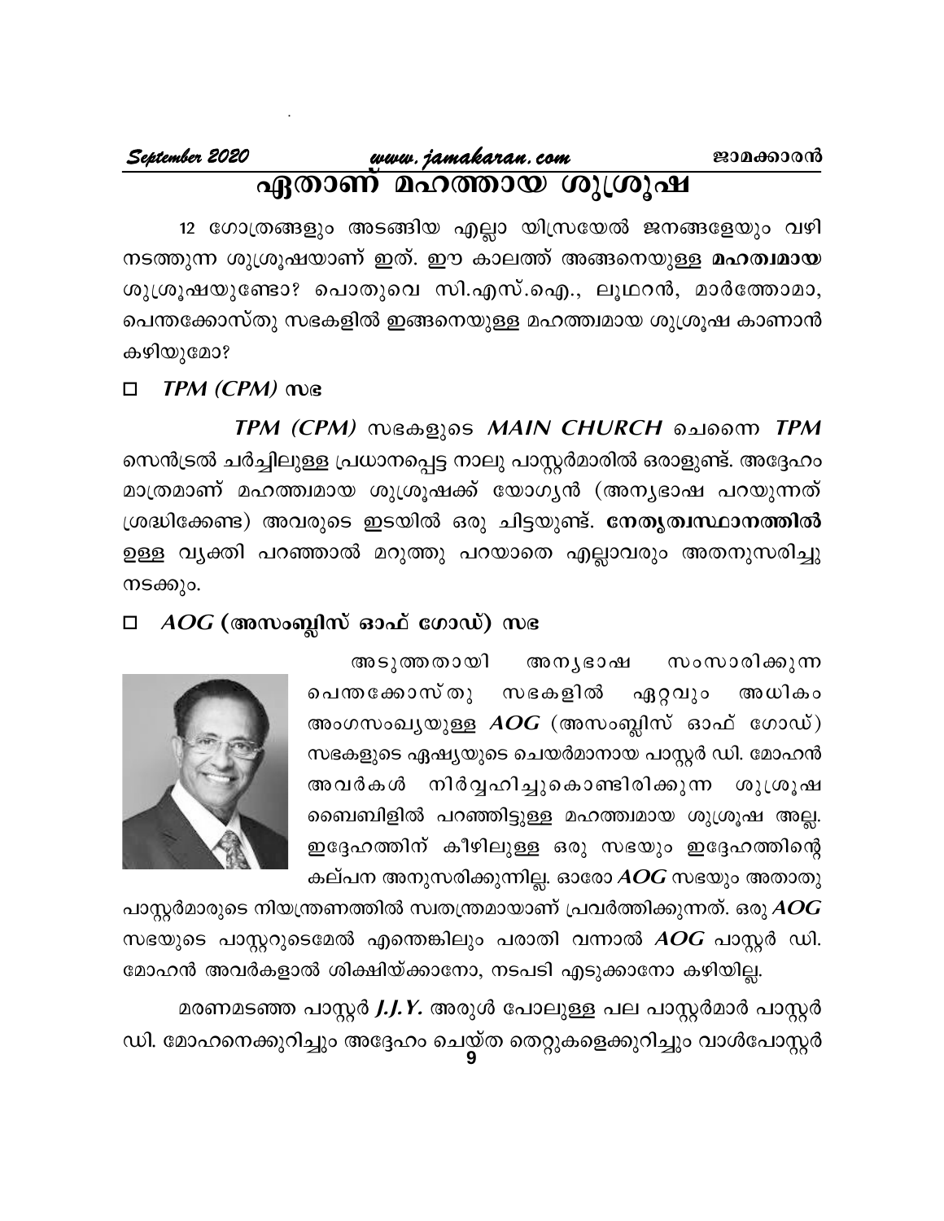# ഏതാണ് മഹത്തായ ശുശ്രൂഷ

12 ഗോത്രങ്ങളും അടങ്ങിയ എല്ലാ യിസ്രയേൽ ജനങ്ങളേയും വഴി നടത്തുന്ന ശുശ്രൂഷയാണ് ഇത്. ഈ കാലത്ത് അങ്ങനെയുള്ള **മഹത്വമായ** ശുശ്രൂഷയുണ്ടോ? പൊതുവെ സി.എസ്.ഐ., ലൂഥറൻ, മാർത്തോമാ, പെന്തക്കോസ്തു സഭകളിൽ ഇങ്ങനെയുള്ള മഹത്ത്വമായ ശുശ്രൂഷ കാണാൻ കഴിയുമോ?

- ***TPM (CPM)* സഭ**

***TPM (CPM)*** സഭകളുടെ ***MAIN CHURCH*** ചെന്നൈ ***TPM*** സെൻട്രൽ ചർച്ചിലുള്ള പ്രധാനപ്പെട്ട നാലു പാസ്റ്റർമാരിൽ ഒരാളുണ്ട്. അദ്ദേഹം മാത്രമാണ് മഹത്ത്വമായ ശുശ്രൂഷക്ക് യോഗ്യൻ (അന്യഭാഷ പറയുന്നത് ശ്രദ്ധിക്കേണ്ട) അവരുടെ ഇടയിൽ ഒരു ചിട്ടയുണ്ട്. **നേതൃത്വസ്ഥാനത്തിൽ** ഉള്ള വ്യക്തി പറഞ്ഞാൽ മറുത്തു പറയാതെ എല്ലാവരും അതനുസരിച്ചു നടക്കും.

- ***AOG* (അസംബ്ലിസ് ഓഫ് ഗോഡ്) സഭ**

അടുത്തതായി അന്യഭാഷ സംസാരിക്കുന്ന പെന്തക്കോസ്തു സഭകളിൽ ഏറ്റവും അധികം അംഗസംഖ്യയുള്ള ***AOG*** (അസംബ്ലിസ് ഓഫ് ഗോഡ്) സഭകളുടെ ഏഷ്യയുടെ ചെയർമാനായ പാസ്റ്റർ ഡി. മോഹൻ അവർകൾ നിർവ്വഹിച്ചുകൊണ്ടിരിക്കുന്ന ശുശ്രൂഷ ബൈബിളിൽ പറഞ്ഞിട്ടുള്ള മഹത്ത്വമായ ശുശ്രൂഷ അല്ല. ഇദ്ദേഹത്തിന് കീഴിലുള്ള ഒരു സഭയും ഇദ്ദേഹത്തിന്റെ കല്പന അനുസരിക്കുന്നില്ല. ഓരോ ***AOG*** സഭയും അതാതു പാസ്റ്റർമാരുടെ നിയന്ത്രണത്തിൽ സ്വതന്ത്രമായാണ് പ്രവർത്തിക്കുന്നത്. ഒരു ***AOG*** സഭയുടെ പാസ്റ്ററുടെമേൽ എന്തെങ്കിലും പരാതി വന്നാൽ ***AOG*** പാസ്റ്റർ ഡി. മോഹൻ അവർകളാൽ ശിക്ഷിയ്ക്കാനോ, നടപടി എടുക്കാനോ കഴിയില്ല.

മരണമടഞ്ഞ പാസ്റ്റർ ***J.J.Y.*** അരുൾ പോലുള്ള പല പാസ്റ്റർമാർ പാസ്റ്റർ ഡി. മോഹനെക്കുറിച്ചും അദ്ദേഹം ചെയ്ത തെറ്റുകളെക്കുറിച്ചും വാൾപോസ്റ്റർ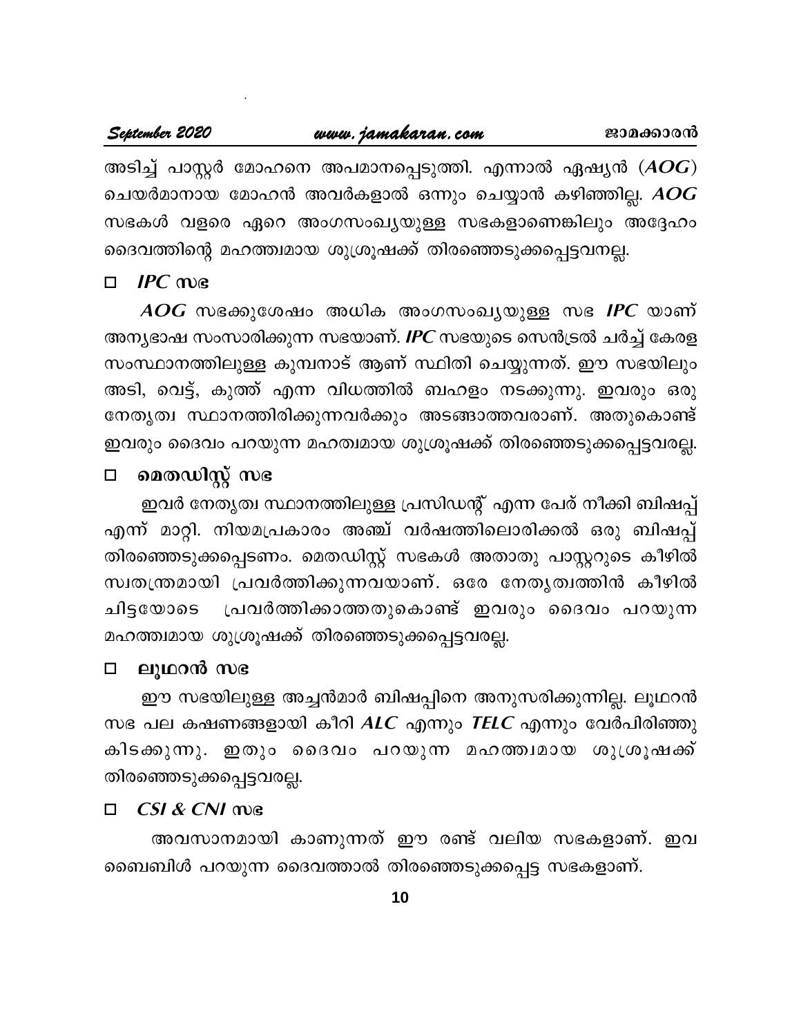അടിച്ച് പാസ്റ്റർ മോഹനെ അപമാനപ്പെടുത്തി. എന്നാൽ ഏഷ്യൻ (*AOG*) ചെയർമാനായ മോഹൻ അവർകളാൽ ഒന്നും ചെയ്യാൻ കഴിഞ്ഞില്ല. *AOG* സഭകൾ വളരെ ഏറെ അംഗസംഖ്യയുള്ള സഭകളാണെങ്കിലും അദ്ദേഹം ദൈവത്തിന്റെ മഹത്വമായ ശുശ്രൂഷക്ക് തിരഞ്ഞെടുക്കപ്പെട്ടവനല്ല.

- ***IPC* സഭ**

*AOG* സഭക്കുശേഷം അധിക അംഗസംഖ്യയുള്ള സഭ *IPC* യാണ് അന്യഭാഷ സംസാരിക്കുന്ന സഭയാണ്. *IPC* സഭയുടെ സെൻട്രൽ ചർച്ച് കേരള സംസ്ഥാനത്തിലുള്ള കുമ്പനാട് ആണ് സ്ഥിതി ചെയ്യുന്നത്. ഈ സഭയിലും അടി, വെട്ട്, കുത്ത് എന്ന വിധത്തിൽ ബഹളം നടക്കുന്നു. ഇവരും ഒരു നേതൃത്വ സ്ഥാനത്തിരിക്കുന്നവർക്കും അടങ്ങാത്തവരാണ്. അതുകൊണ്ട് ഇവരും ദൈവം പറയുന്ന മഹത്വമായ ശുശ്രൂഷക്ക് തിരഞ്ഞെടുക്കപ്പെട്ടവരല്ല.

- **മെതഡിസ്റ്റ് സഭ**

ഇവർ നേതൃത്വ സ്ഥാനത്തിലുള്ള പ്രസിഡന്റ് എന്ന പേര് നീക്കി ബിഷപ്പ് എന്ന് മാറ്റി. നിയമപ്രകാരം അഞ്ച് വർഷത്തിലൊരിക്കൽ ഒരു ബിഷപ്പ് തിരഞ്ഞെടുക്കപ്പെടണം. മെതഡിസ്റ്റ് സഭകൾ അതാതു പാസ്റ്ററുടെ കീഴിൽ സ്വതന്ത്രമായി പ്രവർത്തിക്കുന്നവയാണ്. ഒരേ നേതൃത്വത്തിൻ കീഴിൽ ചിട്ടയോടെ പ്രവർത്തിക്കാത്തതുകൊണ്ട് ഇവരും ദൈവം പറയുന്ന മഹത്വമായ ശുശ്രൂഷക്ക് തിരഞ്ഞെടുക്കപ്പെട്ടവരല്ല.

- **ലൂഥറൻ സഭ**

ഈ സഭയിലുള്ള അച്ചൻമാർ ബിഷപ്പിനെ അനുസരിക്കുന്നില്ല. ലൂഥറൻ സഭ പല കഷണങ്ങളായി കീറി *ALC* എന്നും *TELC* എന്നും വേർപിരിഞ്ഞു കിടക്കുന്നു. ഇതും ദൈവം പറയുന്ന മഹത്വമായ ശുശ്രൂഷക്ക് തിരഞ്ഞെടുക്കപ്പെട്ടവരല്ല.

- ***CSI & CNI* സഭ**

അവസാനമായി കാണുന്നത് ഈ രണ്ട് വലിയ സഭകളാണ്. ഇവ ബൈബിൾ പറയുന്ന ദൈവത്താൽ തിരഞ്ഞെടുക്കപ്പെട്ട സഭകളാണ്.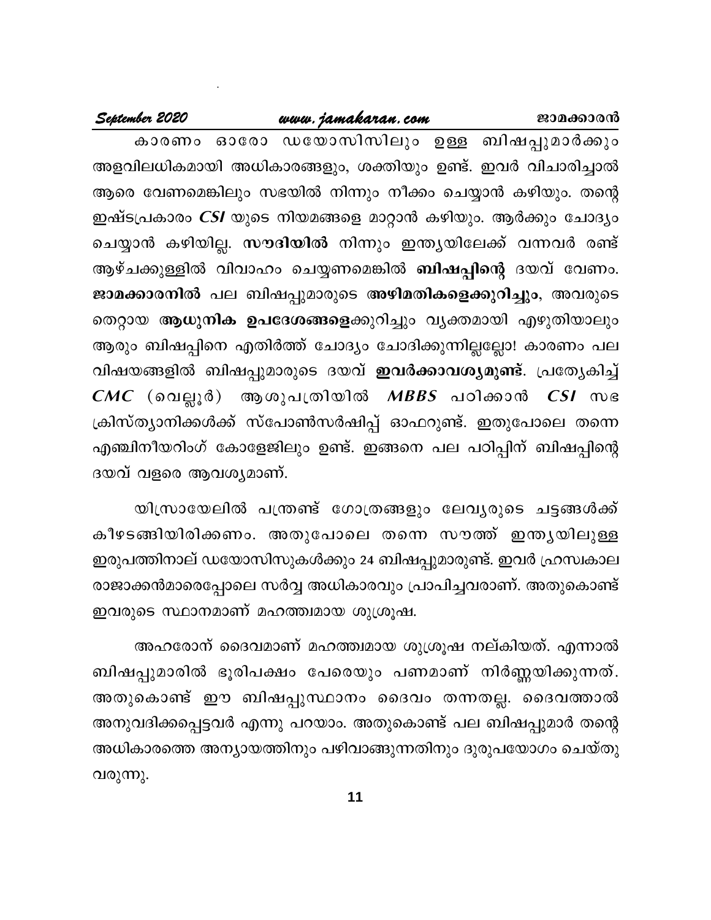കാരണം ഓരോ ഡയോസിസിലും ഉള്ള ബിഷപ്പുമാർക്കും അളവിലധികമായി അധികാരങ്ങളും, ശക്തിയും ഉണ്ട്. ഇവർ വിചാരിച്ചാൽ ആരെ വേണമെങ്കിലും സഭയിൽ നിന്നും നീക്കം ചെയ്യാൻ കഴിയും. തന്റെ ഇഷ്ടപ്രകാരം ***CSI*** യുടെ നിയമങ്ങളെ മാറ്റാൻ കഴിയും. ആർക്കും ചോദ്യം ചെയ്യാൻ കഴിയില്ല. **സൗദിയിൽ** നിന്നും ഇന്ത്യയിലേക്ക് വന്നവർ രണ്ട് ആഴ്ചക്കുള്ളിൽ വിവാഹം ചെയ്യണമെങ്കിൽ **ബിഷപ്പിന്റെ** ദയവ് വേണം. **ജാമക്കാരനിൽ** പല ബിഷപ്പുമാരുടെ **അഴിമതികളെക്കുറിച്ചും**, അവരുടെ തെറ്റായ **ആധുനിക ഉപദേശങ്ങളെ**ക്കുറിച്ചും വ്യക്തമായി എഴുതിയാലും ആരും ബിഷപ്പിനെ എതിർത്ത് ചോദ്യം ചോദിക്കുന്നില്ലല്ലോ! കാരണം പല വിഷയങ്ങളിൽ ബിഷപ്പുമാരുടെ ദയവ് **ഇവർക്കാവശ്യമുണ്ട്**. പ്രത്യേകിച്ച് ***CMC*** (വെല്ലൂർ) ആശുപത്രിയിൽ ***MBBS*** പഠിക്കാൻ ***CSI*** സഭ ക്രിസ്ത്യാനിക്കൾക്ക് സ്പോൺസർഷിപ്പ് ഓഫറുണ്ട്. ഇതുപോലെ തന്നെ എഞ്ചിനീയറിംഗ് കോളേജിലും ഉണ്ട്. ഇങ്ങനെ പല പഠിപ്പിന് ബിഷപ്പിന്റെ ദയവ് വളരെ ആവശ്യമാണ്.

യിസ്രായേലിൽ പന്ത്രണ്ട് ഗോത്രങ്ങളും ലേവ്യരുടെ ചട്ടങ്ങൾക്ക് കീഴടങ്ങിയിരിക്കണം. അതുപോലെ തന്നെ സൗത്ത് ഇന്ത്യയിലുള്ള ഇരുപത്തിനാല് ഡയോസിസുകൾക്കും 24 ബിഷപ്പുമാരുണ്ട്. ഇവർ ഹ്രസ്വകാല രാജാക്കൻമാരെപ്പോലെ സർവ്വ അധികാരവും പ്രാപിച്ചവരാണ്. അതുകൊണ്ട് ഇവരുടെ സ്ഥാനമാണ് മഹത്ത്വമായ ശുശ്രൂഷ.

അഹരോന് ദൈവമാണ് മഹത്ത്വമായ ശുശ്രൂഷ നല്കിയത്. എന്നാൽ ബിഷപ്പുമാരിൽ ഭൂരിപക്ഷം പേരെയും പണമാണ് നിർണ്ണയിക്കുന്നത്. അതുകൊണ്ട് ഈ ബിഷപ്പുസ്ഥാനം ദൈവം തന്നതല്ല. ദൈവത്താൽ അനുവദിക്കപ്പെട്ടവർ എന്നു പറയാം. അതുകൊണ്ട് പല ബിഷപ്പുമാർ തന്റെ അധികാരത്തെ അന്യായത്തിനും പഴിവാങ്ങുന്നതിനും ദുരുപയോഗം ചെയ്തു വരുന്നു.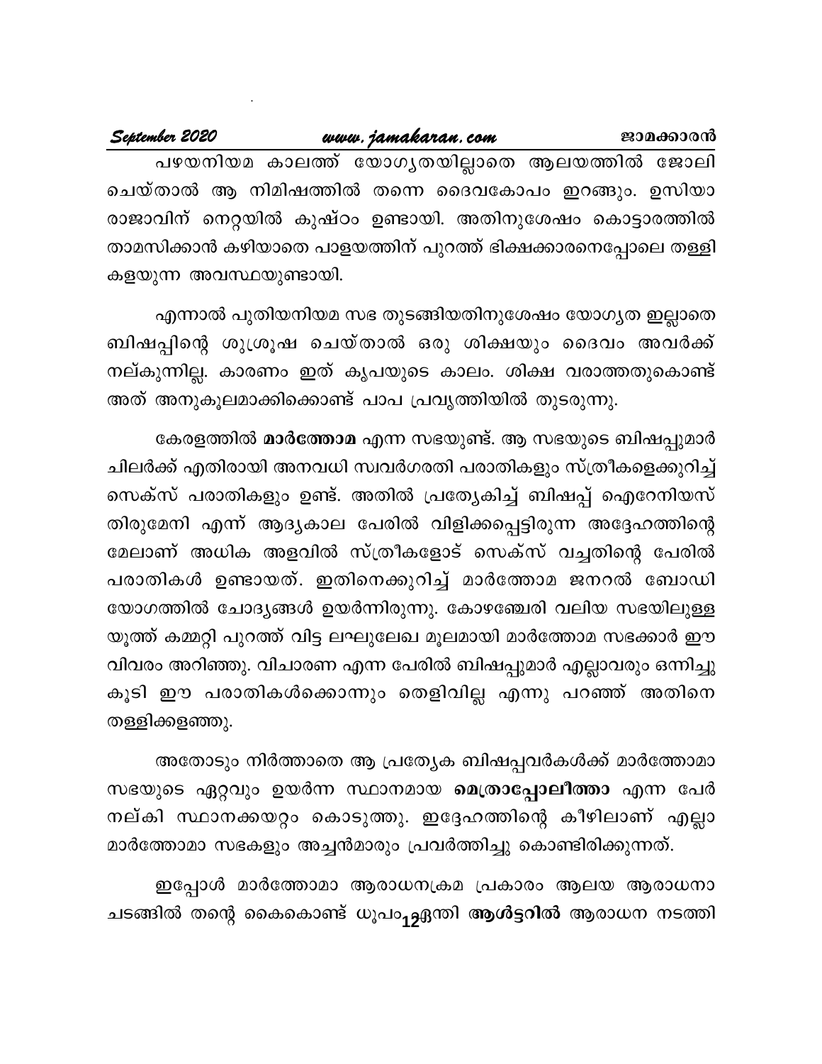പഴയനിയമ കാലത്ത് യോഗ്യതയില്ലാതെ ആലയത്തിൽ ജോലി ചെയ്താൽ ആ നിമിഷത്തിൽ തന്നെ ദൈവകോപം ഇറങ്ങും. ഉസിയാ രാജാവിന് നെറ്റയിൽ കുഷ്ഠം ഉണ്ടായി. അതിനുശേഷം കൊട്ടാരത്തിൽ താമസിക്കാൻ കഴിയാതെ പാളയത്തിന് പുറത്ത് ഭിക്ഷക്കാരനെപ്പോലെ തള്ളി കളയുന്ന അവസ്ഥയുണ്ടായി.

എന്നാൽ പുതിയനിയമ സഭ തുടങ്ങിയതിനുശേഷം യോഗ്യത ഇല്ലാതെ ബിഷപ്പിന്റെ ശുശ്രൂഷ ചെയ്താൽ ഒരു ശിക്ഷയും ദൈവം അവർക്ക് നല്കുന്നില്ല. കാരണം ഇത് കൃപയുടെ കാലം. ശിക്ഷ വരാത്തതുകൊണ്ട് അത് അനുകൂലമാക്കിക്കൊണ്ട് പാപ പ്രവൃത്തിയിൽ തുടരുന്നു.

കേരളത്തിൽ **മാർത്തോമ** എന്ന സഭയുണ്ട്. ആ സഭയുടെ ബിഷപ്പുമാർ ചിലർക്ക് എതിരായി അനവധി സ്വവർഗരതി പരാതികളും സ്ത്രീകളെക്കുറിച്ച് സെക്സ് പരാതികളും ഉണ്ട്. അതിൽ പ്രത്യേകിച്ച് ബിഷപ്പ് ഐറേനിയസ് തിരുമേനി എന്ന് ആദ്യകാല പേരിൽ വിളിക്കപ്പെട്ടിരുന്ന അദ്ദേഹത്തിന്റെ മേലാണ് അധിക അളവിൽ സ്ത്രീകളോട് സെക്സ് വച്ചതിന്റെ പേരിൽ പരാതികൾ ഉണ്ടായത്. ഇതിനെക്കുറിച്ച് മാർത്തോമ ജനറൽ ബോഡി യോഗത്തിൽ ചോദ്യങ്ങൾ ഉയർന്നിരുന്നു. കോഴഞ്ചേരി വലിയ സഭയിലുള്ള യൂത്ത് കമ്മറ്റി പുറത്ത് വിട്ട ലഘുലേഖ മൂലമായി മാർത്തോമ സഭക്കാർ ഈ വിവരം അറിഞ്ഞു. വിചാരണ എന്ന പേരിൽ ബിഷപ്പുമാർ എല്ലാവരും ഒന്നിച്ചു കൂടി ഈ പരാതികൾക്കൊന്നും തെളിവില്ല എന്നു പറഞ്ഞ് അതിനെ തള്ളിക്കളഞ്ഞു.

അതോടും നിർത്താതെ ആ പ്രത്യേക ബിഷപ്പവർകൾക്ക് മാർത്തോമാ സഭയുടെ ഏറ്റവും ഉയർന്ന സ്ഥാനമായ **മെത്രാപ്പോലീത്താ** എന്ന പേർ നല്കി സ്ഥാനക്കയറ്റം കൊടുത്തു. ഇദ്ദേഹത്തിന്റെ കീഴിലാണ് എല്ലാ മാർത്തോമാ സഭകളും അച്ചൻമാരും പ്രവർത്തിച്ചു കൊണ്ടിരിക്കുന്നത്.

ഇപ്പോൾ മാർത്തോമാ ആരാധനക്രമ പ്രകാരം ആലയ ആരാധനാ ചടങ്ങിൽ തന്റെ കൈകൊണ്ട് ധൂപം ഏന്തി **ആൾട്ടറിൽ** ആരാധന നടത്തി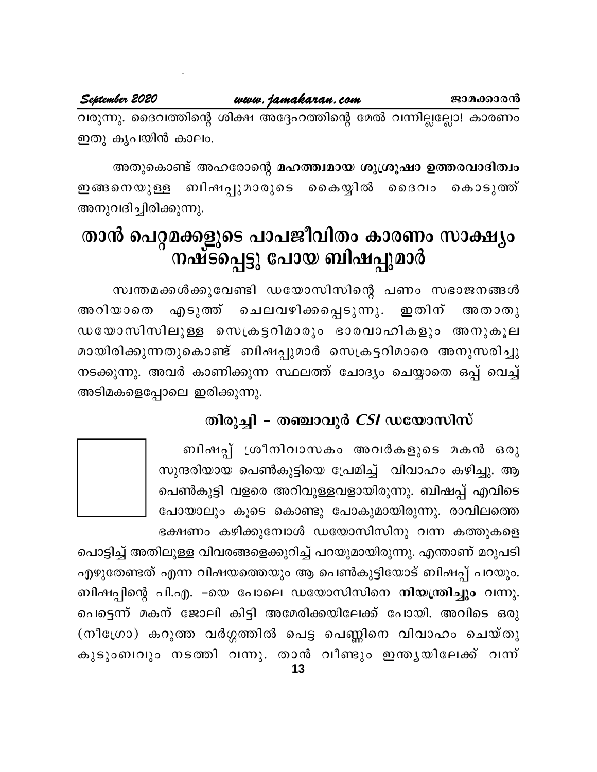വരുന്നു. ദൈവത്തിന്റെ ശിക്ഷ അദ്ദേഹത്തിന്റെ മേൽ വന്നില്ലല്ലോ! കാരണം ഇതു കൃപയിൻ കാലം.

അതുകൊണ്ട് അഹരോന്റെ **മഹത്ത്വമായ ശുശ്രൂഷാ ഉത്തരവാദിത്വം** ഇങ്ങനെയുള്ള ബിഷപ്പുമാരുടെ കൈയ്യിൽ ദൈവം കൊടുത്ത് അനുവദിച്ചിരിക്കുന്നു.

# താൻ പെറ്റമക്കളുടെ പാപജീവിതം കാരണം സാക്ഷ്യം നഷ്ടപ്പെട്ടു പോയ ബിഷപ്പുമാർ

സ്വന്തമക്കൾക്കുവേണ്ടി ഡയോസിസിന്റെ പണം സഭാജനങ്ങൾ അറിയാതെ എടുത്ത് ചെലവഴിക്കപ്പെടുന്നു. ഇതിന് അതാതു ഡയോസിസിലുള്ള സെക്രട്ടറിമാരും ഭാരവാഹികളും അനുകൂല മായിരിക്കുന്നതുകൊണ്ട് ബിഷപ്പുമാർ സെക്രട്ടറിമാരെ അനുസരിച്ചു നടക്കുന്നു. അവർ കാണിക്കുന്ന സ്ഥലത്ത് ചോദ്യം ചെയ്യാതെ ഒപ്പ് വെച്ച് അടിമകളെപ്പോലെ ഇരിക്കുന്നു.

## തിരുച്ചി – തഞ്ചാവൂർ *CSI* ഡയോസിസ്

ബിഷപ്പ് ശ്രീനിവാസകം അവർകളുടെ മകൻ ഒരു സുന്ദരിയായ പെൺകുട്ടിയെ പ്രേമിച്ച് വിവാഹം കഴിച്ചു. ആ പെൺകുട്ടി വളരെ അറിവുള്ളവളായിരുന്നു. ബിഷപ്പ് എവിടെ പോയാലും കൂടെ കൊണ്ടു പോകുമായിരുന്നു. രാവിലത്തെ ഭക്ഷണം കഴിക്കുമ്പോൾ ഡയോസിസിനു വന്ന കത്തുകളെ പൊട്ടിച്ച് അതിലുള്ള വിവരങ്ങളെക്കുറിച്ച് പറയുമായിരുന്നു. എന്താണ് മറുപടി എഴുതേണ്ടത് എന്ന വിഷയത്തെയും ആ പെൺകുട്ടിയോട് ബിഷപ്പ് പറയും. ബിഷപ്പിന്റെ പി.എ. –യെ പോലെ ഡയോസിസിനെ **നിയന്ത്രിച്ചും** വന്നു. പെട്ടെന്ന് മകന് ജോലി കിട്ടി അമേരിക്കയിലേക്ക് പോയി. അവിടെ ഒരു (നീഗ്രോ) കറുത്ത വർഗ്ഗത്തിൽ പെട്ട പെണ്ണിനെ വിവാഹം ചെയ്തു കുടുംബവും നടത്തി വന്നു. താൻ വീണ്ടും ഇന്ത്യയിലേക്ക് വന്ന്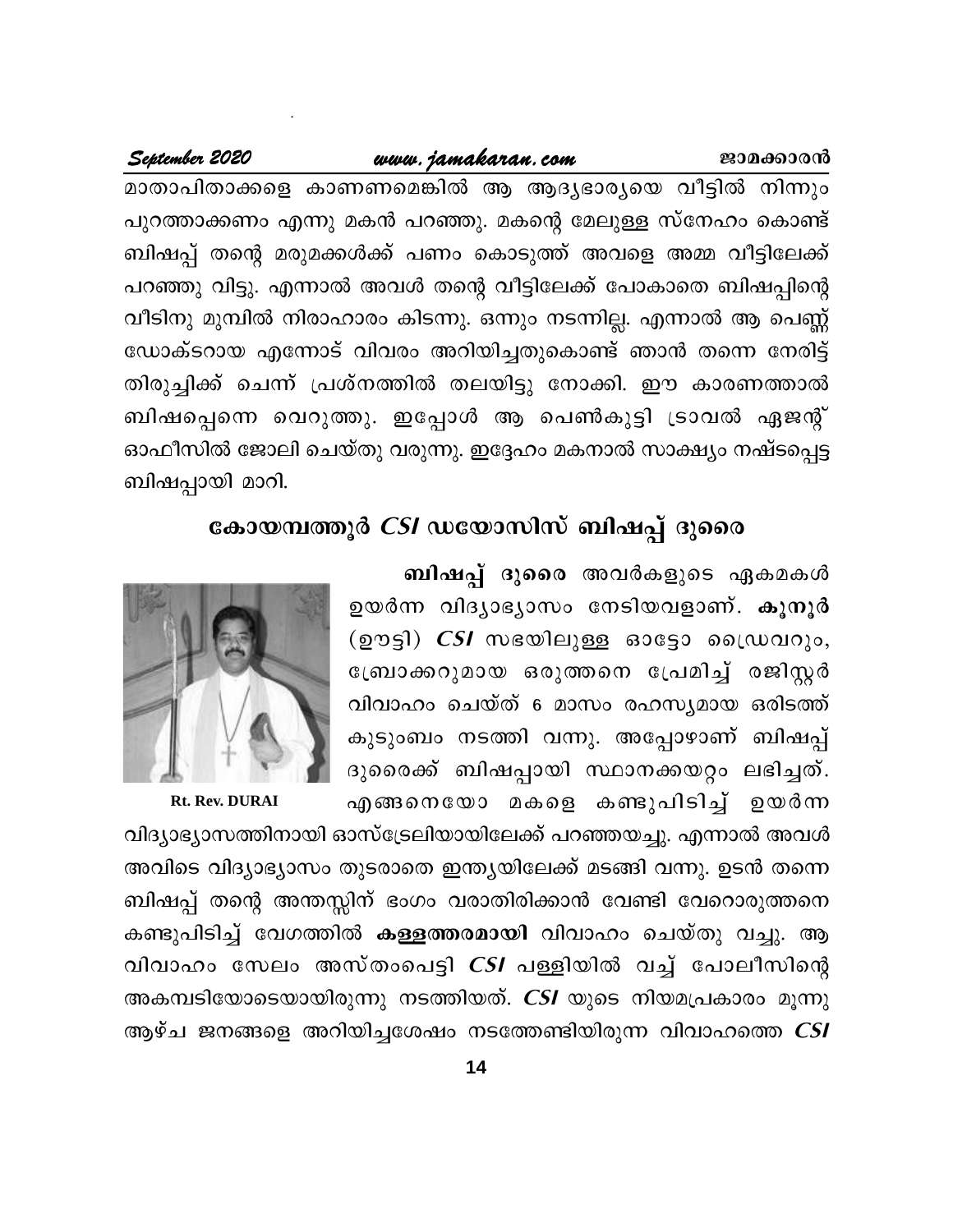മാതാപിതാക്കളെ കാണണമെങ്കിൽ ആ ആദ്യഭാര്യയെ വീട്ടിൽ നിന്നും പുറത്താക്കണം എന്നു മകൻ പറഞ്ഞു. മകന്റെ മേലുള്ള സ്നേഹം കൊണ്ട് ബിഷപ്പ് തന്റെ മരുമക്കൾക്ക് പണം കൊടുത്ത് അവളെ അമ്മ വീട്ടിലേക്ക് പറഞ്ഞു വിട്ടു. എന്നാൽ അവൾ തന്റെ വീട്ടിലേക്ക് പോകാതെ ബിഷപ്പിന്റെ വീടിനു മുമ്പിൽ നിരാഹാരം കിടന്നു. ഒന്നും നടന്നില്ല. എന്നാൽ ആ പെണ്ണ് ഡോക്ടറായ എന്നോട് വിവരം അറിയിച്ചതുകൊണ്ട് ഞാൻ തന്നെ നേരിട്ട് തിരുച്ചിക്ക് ചെന്ന് പ്രശ്നത്തിൽ തലയിട്ടു നോക്കി. ഈ കാരണത്താൽ ബിഷപ്പെന്നെ വെറുത്തു. ഇപ്പോൾ ആ പെൺകുട്ടി ട്രാവൽ ഏജന്റ് ഓഫീസിൽ ജോലി ചെയ്തു വരുന്നു. ഇദ്ദേഹം മകനാൽ സാക്ഷ്യം നഷ്ടപ്പെട്ട ബിഷപ്പായി മാറി.

## കോയമ്പത്തൂർ *CSI* ഡയോസിസ് ബിഷപ്പ് ദുരൈ

Rt. Rev. DURAI

**ബിഷപ്പ് ദുരൈ** അവർകളുടെ ഏകമകൾ ഉയർന്ന വിദ്യാഭ്യാസം നേടിയവളാണ്. **കൂനൂർ** (ഊട്ടി) ***CSI*** സഭയിലുള്ള ഓട്ടോ ഡ്രൈവറും, ബ്രോക്കറുമായ ഒരുത്തനെ പ്രേമിച്ച് രജിസ്റ്റർ വിവാഹം ചെയ്ത് 6 മാസം രഹസ്യമായ ഒരിടത്ത് കുടുംബം നടത്തി വന്നു. അപ്പോഴാണ് ബിഷപ്പ് ദുരൈക്ക് ബിഷപ്പായി സ്ഥാനക്കയറ്റം ലഭിച്ചത്. എങ്ങനെയോ മകളെ കണ്ടുപിടിച്ച് ഉയർന്ന വിദ്യാഭ്യാസത്തിനായി ഓസ്ട്രേലിയായിലേക്ക് പറഞ്ഞയച്ചു. എന്നാൽ അവൾ അവിടെ വിദ്യാഭ്യാസം തുടരാതെ ഇന്ത്യയിലേക്ക് മടങ്ങി വന്നു. ഉടൻ തന്നെ ബിഷപ്പ് തന്റെ അന്തസ്സിന് ഭംഗം വരാതിരിക്കാൻ വേണ്ടി വേറൊരുത്തനെ കണ്ടുപിടിച്ച് വേഗത്തിൽ **കള്ളത്തരമായി** വിവാഹം ചെയ്തു വച്ചു. ആ വിവാഹം സേലം അസ്തംപെട്ടി ***CSI*** പള്ളിയിൽ വച്ച് പോലീസിന്റെ അകമ്പടിയോടെയായിരുന്നു നടത്തിയത്. ***CSI*** യുടെ നിയമപ്രകാരം മൂന്നു ആഴ്ച ജനങ്ങളെ അറിയിച്ചശേഷം നടത്തേണ്ടിയിരുന്ന വിവാഹത്തെ ***CSI***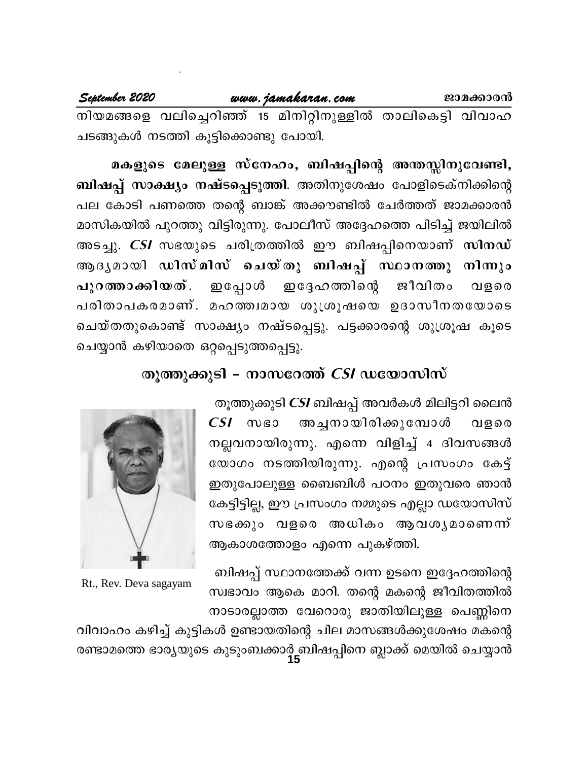നിയമങ്ങളെ വലിച്ചെറിഞ്ഞ് 15 മിനിറ്റിനുള്ളിൽ താലികെട്ടി വിവാഹ ചടങ്ങുകൾ നടത്തി കൂട്ടിക്കൊണ്ടു പോയി.

**മകളുടെ മേലുള്ള സ്നേഹം, ബിഷപ്പിന്റെ അന്തസ്സിനുവേണ്ടി, ബിഷപ്പ് സാക്ഷ്യം നഷ്ടപ്പെടുത്തി**. അതിനുശേഷം പോളിടെക്നിക്കിന്റെ പല കോടി പണത്തെ തന്റെ ബാങ്ക് അക്കൗണ്ടിൽ ചേർത്തത് ജാമക്കാരൻ മാസികയിൽ പുറത്തു വിട്ടിരുന്നു. പോലീസ് അദ്ദേഹത്തെ പിടിച്ച് ജയിലിൽ അടച്ചു. ***CSI*** സഭയുടെ ചരിത്രത്തിൽ ഈ ബിഷപ്പിനെയാണ് **സിനഡ്** ആദ്യമായി **ഡിസ്മിസ് ചെയ്തു ബിഷപ്പ് സ്ഥാനത്തു നിന്നും പുറത്താക്കിയത്**. ഇപ്പോൾ ഇദ്ദേഹത്തിന്റെ ജീവിതം വളരെ പരിതാപകരമാണ്. മഹത്വമായ ശുശ്രൂഷയെ ഉദാസീനതയോടെ ചെയ്തതുകൊണ്ട് സാക്ഷ്യം നഷ്ടപ്പെട്ടു. പട്ടക്കാരന്റെ ശുശ്രൂഷ കൂടെ ചെയ്യാൻ കഴിയാതെ ഒറ്റപ്പെടുത്തപ്പെട്ടു.

## തൂത്തുക്കുടി – നാസറേത്ത് *CSI* ഡയോസിസ്

Rt., Rev. Deva sagayam

തൂത്തുക്കുടി ***CSI*** ബിഷപ്പ് അവർകൾ മിലിട്ടറി ലൈൻ ***CSI*** സഭാ അച്ചനായിരിക്കുമ്പോൾ വളരെ നല്ലവനായിരുന്നു. എന്നെ വിളിച്ച് 4 ദിവസങ്ങൾ യോഗം നടത്തിയിരുന്നു. എന്റെ പ്രസംഗം കേട്ട് ഇതുപോലുള്ള ബൈബിൾ പഠനം ഇതുവരെ ഞാൻ കേട്ടിട്ടില്ല, ഈ പ്രസംഗം നമ്മുടെ എല്ലാ ഡയോസിസ് സഭക്കും വളരെ അധികം ആവശ്യമാണെന്ന് ആകാശത്തോളം എന്നെ പുകഴ്ത്തി.

ബിഷപ്പ് സ്ഥാനത്തേക്ക് വന്ന ഉടനെ ഇദ്ദേഹത്തിന്റെ സ്വഭാവം ആകെ മാറി. തന്റെ മകന്റെ ജീവിതത്തിൽ നാടാരല്ലാത്ത വേറൊരു ജാതിയിലുള്ള പെണ്ണിനെ വിവാഹം കഴിച്ച് കുട്ടികൾ ഉണ്ടായതിന്റെ ചില മാസങ്ങൾക്കുശേഷം മകന്റെ രണ്ടാമത്തെ ഭാര്യയുടെ കുടുംബക്കാർ ബിഷപ്പിനെ ബ്ലാക്ക് മെയിൽ ചെയ്യാൻ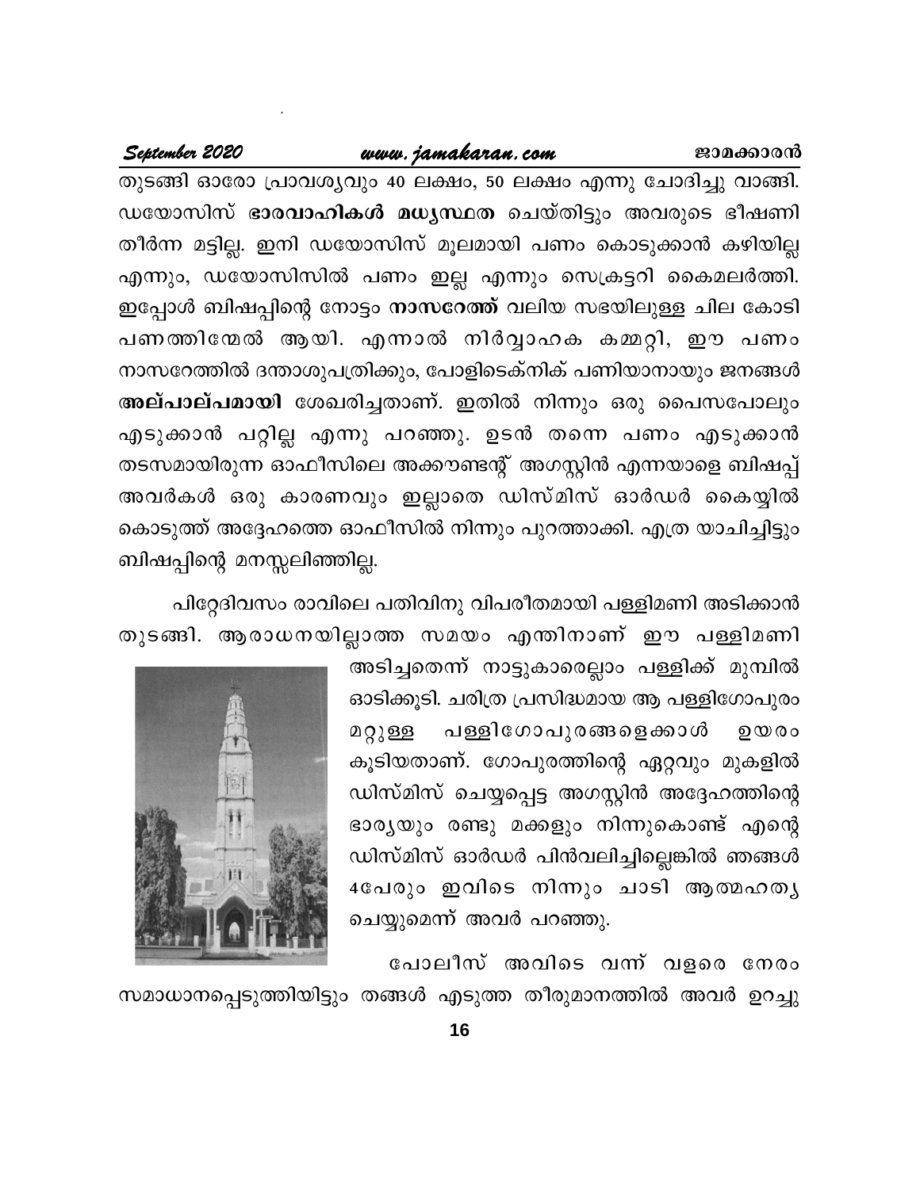തുടങ്ങി ഓരോ പ്രാവശ്യവും 40 ലക്ഷം, 50 ലക്ഷം എന്നു ചോദിച്ചു വാങ്ങി. ഡയോസിസ് **ഭാരവാഹികൾ മധ്യസ്ഥത** ചെയ്തിട്ടും അവരുടെ ഭീഷണി തീർന്ന മട്ടില്ല. ഇനി ഡയോസിസ് മൂലമായി പണം കൊടുക്കാൻ കഴിയില്ല എന്നും, ഡയോസിസിൽ പണം ഇല്ല എന്നും സെക്രട്ടറി കൈമലർത്തി. ഇപ്പോൾ ബിഷപ്പിന്റെ നോട്ടം **നാസറേത്ത്** വലിയ സഭയിലുള്ള ചില കോടി പണത്തിന്മേൽ ആയി. എന്നാൽ നിർവ്വാഹക കമ്മറ്റി, ഈ പണം നാസറേത്തിൽ ദന്താശുപത്രിക്കും, പോളിടെക്നിക് പണിയാനായും ജനങ്ങൾ **അല്പാല്പമായി** ശേഖരിച്ചതാണ്. ഇതിൽ നിന്നും ഒരു പൈസപോലും എടുക്കാൻ പറ്റില്ല എന്നു പറഞ്ഞു. ഉടൻ തന്നെ പണം എടുക്കാൻ തടസമായിരുന്ന ഓഫീസിലെ അക്കൗണ്ടന്റ് അഗസ്റ്റിൻ എന്നയാളെ ബിഷപ്പ് അവർകൾ ഒരു കാരണവും ഇല്ലാതെ ഡിസ്മിസ് ഓർഡർ കൈയ്യിൽ കൊടുത്ത് അദ്ദേഹത്തെ ഓഫീസിൽ നിന്നും പുറത്താക്കി. എത്ര യാചിച്ചിട്ടും ബിഷപ്പിന്റെ മനസ്സലിഞ്ഞില്ല.

പിറ്റേദിവസം രാവിലെ പതിവിനു വിപരീതമായി പള്ളിമണി അടിക്കാൻ തുടങ്ങി. ആരാധനയില്ലാത്ത സമയം എന്തിനാണ് ഈ പള്ളിമണി അടിച്ചതെന്ന് നാട്ടുകാരെല്ലാം പള്ളിക്ക് മുമ്പിൽ ഓടിക്കൂടി. ചരിത്ര പ്രസിദ്ധമായ ആ പള്ളിഗോപുരം മറ്റുള്ള പള്ളിഗോപുരങ്ങളെക്കാൾ ഉയരം കൂടിയതാണ്. ഗോപുരത്തിന്റെ ഏറ്റവും മുകളിൽ ഡിസ്മിസ് ചെയ്യപ്പെട്ട അഗസ്റ്റിൻ അദ്ദേഹത്തിന്റെ ഭാര്യയും രണ്ടു മക്കളും നിന്നുകൊണ്ട് എന്റെ ഡിസ്മിസ് ഓർഡർ പിൻവലിച്ചില്ലെങ്കിൽ ഞങ്ങൾ 4പേരും ഇവിടെ നിന്നും ചാടി ആത്മഹത്യ ചെയ്യുമെന്ന് അവർ പറഞ്ഞു.

പോലീസ് അവിടെ വന്ന് വളരെ നേരം സമാധാനപ്പെടുത്തിയിട്ടും തങ്ങൾ എടുത്ത തീരുമാനത്തിൽ അവർ ഉറച്ചു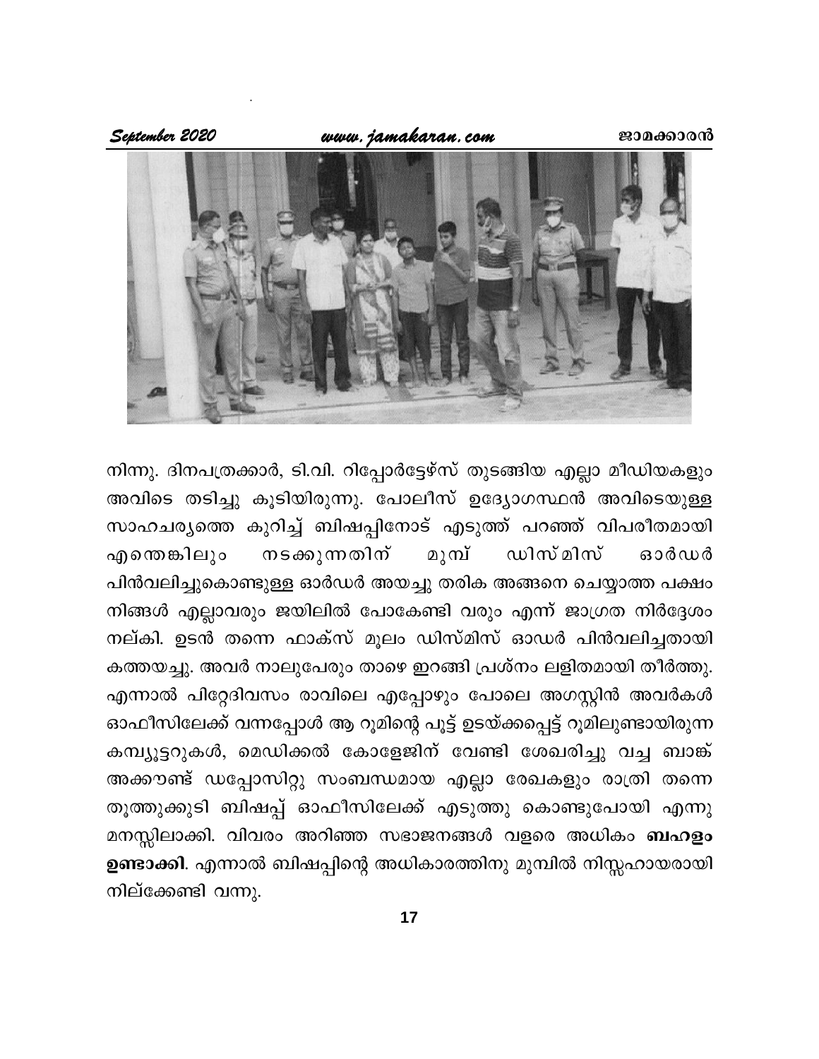നിന്നു. ദിനപത്രക്കാർ, ടി.വി. റിപ്പോർട്ടേഴ്സ് തുടങ്ങിയ എല്ലാ മീഡിയകളും അവിടെ തടിച്ചു കൂടിയിരുന്നു. പോലീസ് ഉദ്യോഗസ്ഥൻ അവിടെയുള്ള സാഹചര്യത്തെ കുറിച്ച് ബിഷപ്പിനോട് എടുത്ത് പറഞ്ഞ് വിപരീതമായി എന്തെങ്കിലും നടക്കുന്നതിന് മുമ്പ് ഡിസ്മിസ് ഓർഡർ പിൻവലിച്ചുകൊണ്ടുള്ള ഓർഡർ അയച്ചു തരിക അങ്ങനെ ചെയ്യാത്ത പക്ഷം നിങ്ങൾ എല്ലാവരും ജയിലിൽ പോകേണ്ടി വരും എന്ന് ജാഗ്രത നിർദ്ദേശം നല്കി. ഉടൻ തന്നെ ഫാക്സ് മൂലം ഡിസ്മിസ് ഓഡർ പിൻവലിച്ചതായി കത്തയച്ചു. അവർ നാലുപേരും താഴെ ഇറങ്ങി പ്രശ്നം ലളിതമായി തീർത്തു. എന്നാൽ പിറ്റേദിവസം രാവിലെ എപ്പോഴും പോലെ അഗസ്റ്റിൻ അവർകൾ ഓഫീസിലേക്ക് വന്നപ്പോൾ ആ റൂമിന്റെ പൂട്ട് ഉടയ്ക്കപ്പെട്ട് റൂമിലുണ്ടായിരുന്ന കമ്പ്യൂട്ടറുകൾ, മെഡിക്കൽ കോളേജിന് വേണ്ടി ശേഖരിച്ചു വച്ച ബാങ്ക് അക്കൗണ്ട് ഡപ്പോസിറ്റു സംബന്ധമായ എല്ലാ രേഖകളും രാത്രി തന്നെ തൂത്തുക്കുടി ബിഷപ്പ് ഓഫീസിലേക്ക് എടുത്തു കൊണ്ടുപോയി എന്നു മനസ്സിലാക്കി. വിവരം അറിഞ്ഞ സഭാജനങ്ങൾ വളരെ അധികം **ബഹളം ഉണ്ടാക്കി**. എന്നാൽ ബിഷപ്പിന്റെ അധികാരത്തിനു മുമ്പിൽ നിസ്സഹായരായി നില്ക്കേണ്ടി വന്നു.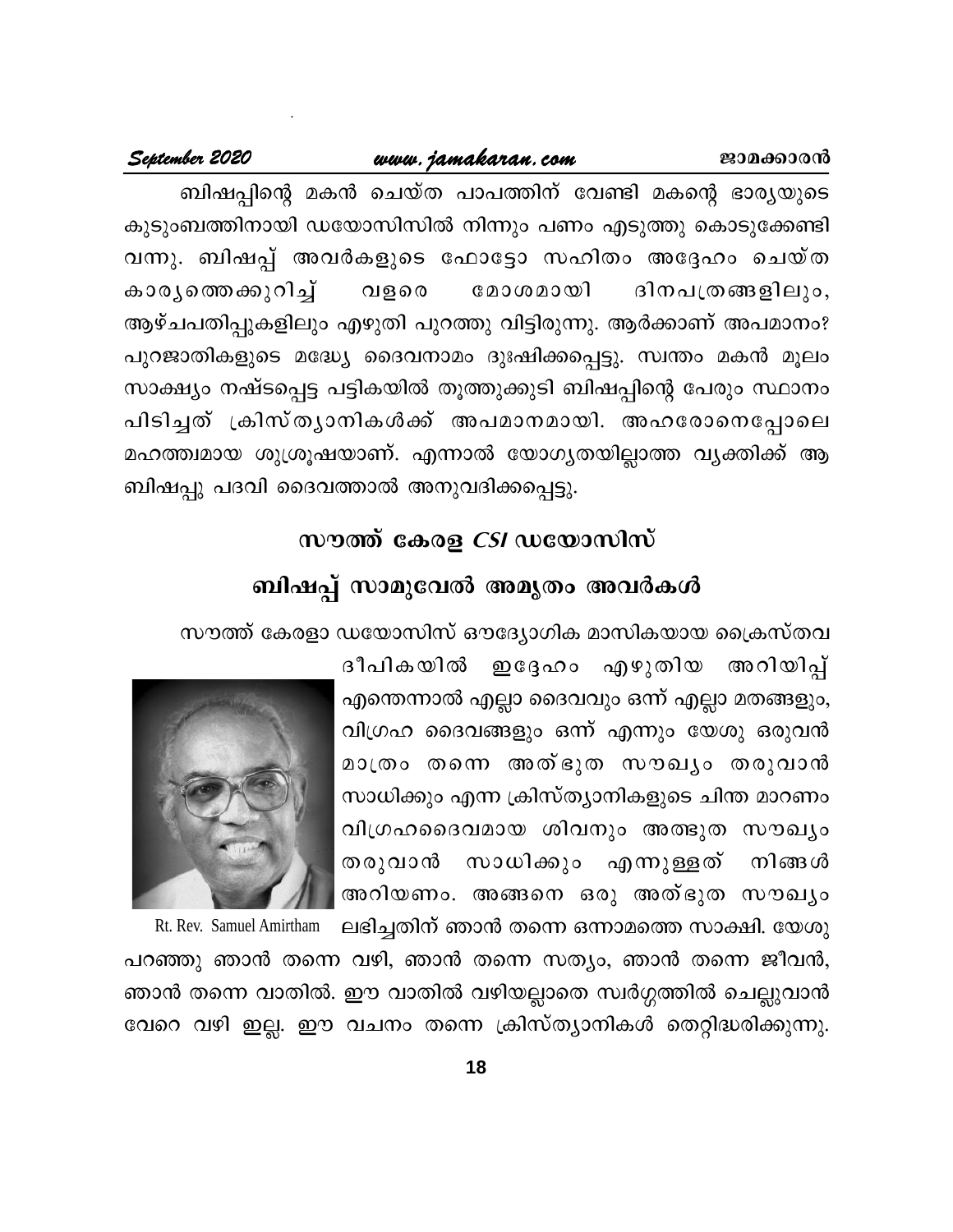ബിഷപ്പിന്റെ മകൻ ചെയ്ത പാപത്തിന് വേണ്ടി മകന്റെ ഭാര്യയുടെ കുടുംബത്തിനായി ഡയോസിസിൽ നിന്നും പണം എടുത്തു കൊടുക്കേണ്ടി വന്നു. ബിഷപ്പ് അവർകളുടെ ഫോട്ടോ സഹിതം അദ്ദേഹം ചെയ്ത കാര്യത്തെക്കുറിച്ച് വളരെ മോശമായി ദിനപത്രങ്ങളിലും, ആഴ്ചപതിപ്പുകളിലും എഴുതി പുറത്തു വിട്ടിരുന്നു. ആർക്കാണ് അപമാനം? പുറജാതികളുടെ മദ്ധ്യേ ദൈവനാമം ദുഃഷിക്കപ്പെട്ടു. സ്വന്തം മകൻ മൂലം സാക്ഷ്യം നഷ്ടപ്പെട്ട പട്ടികയിൽ തൂത്തുക്കുടി ബിഷപ്പിന്റെ പേരും സ്ഥാനം പിടിച്ചത് ക്രിസ്ത്യാനികൾക്ക് അപമാനമായി. അഹരോനെപ്പോലെ മഹത്വമായ ശുശ്രൂഷയാണ്. എന്നാൽ യോഗ്യതയില്ലാത്ത വ്യക്തിക്ക് ആ ബിഷപ്പു പദവി ദൈവത്താൽ അനുവദിക്കപ്പെട്ടു.

## സൗത്ത് കേരള *CSI* ഡയോസിസ്

## ബിഷപ്പ് സാമുവേൽ അമൃതം അവർകൾ

സൗത്ത് കേരളാ ഡയോസിസ് ഔദ്യോഗിക മാസികയായ ക്രൈസ്തവ ദീപികയിൽ ഇദ്ദേഹം എഴുതിയ അറിയിപ്പ് എന്തെന്നാൽ എല്ലാ ദൈവവും ഒന്ന് എല്ലാ മതങ്ങളും, വിഗ്രഹ ദൈവങ്ങളും ഒന്ന് എന്നും യേശു ഒരുവൻ മാത്രം തന്നെ അത്ഭുത സൗഖ്യം തരുവാൻ സാധിക്കും എന്ന ക്രിസ്ത്യാനികളുടെ ചിന്ത മാറണം വിഗ്രഹദൈവമായ ശിവനും അത്ഭുത സൗഖ്യം തരുവാൻ സാധിക്കും എന്നുള്ളത് നിങ്ങൾ അറിയണം. അങ്ങനെ ഒരു അത്ഭുത സൗഖ്യം ലഭിച്ചതിന് ഞാൻ തന്നെ ഒന്നാമത്തെ സാക്ഷി. യേശു പറഞ്ഞു ഞാൻ തന്നെ വഴി, ഞാൻ തന്നെ സത്യം, ഞാൻ തന്നെ ജീവൻ, ഞാൻ തന്നെ വാതിൽ. ഈ വാതിൽ വഴിയല്ലാതെ സ്വർഗ്ഗത്തിൽ ചെല്ലുവാൻ വേറെ വഴി ഇല്ല. ഈ വചനം തന്നെ ക്രിസ്ത്യാനികൾ തെറ്റിദ്ധരിക്കുന്നു.

Rt. Rev. Samuel Amirtham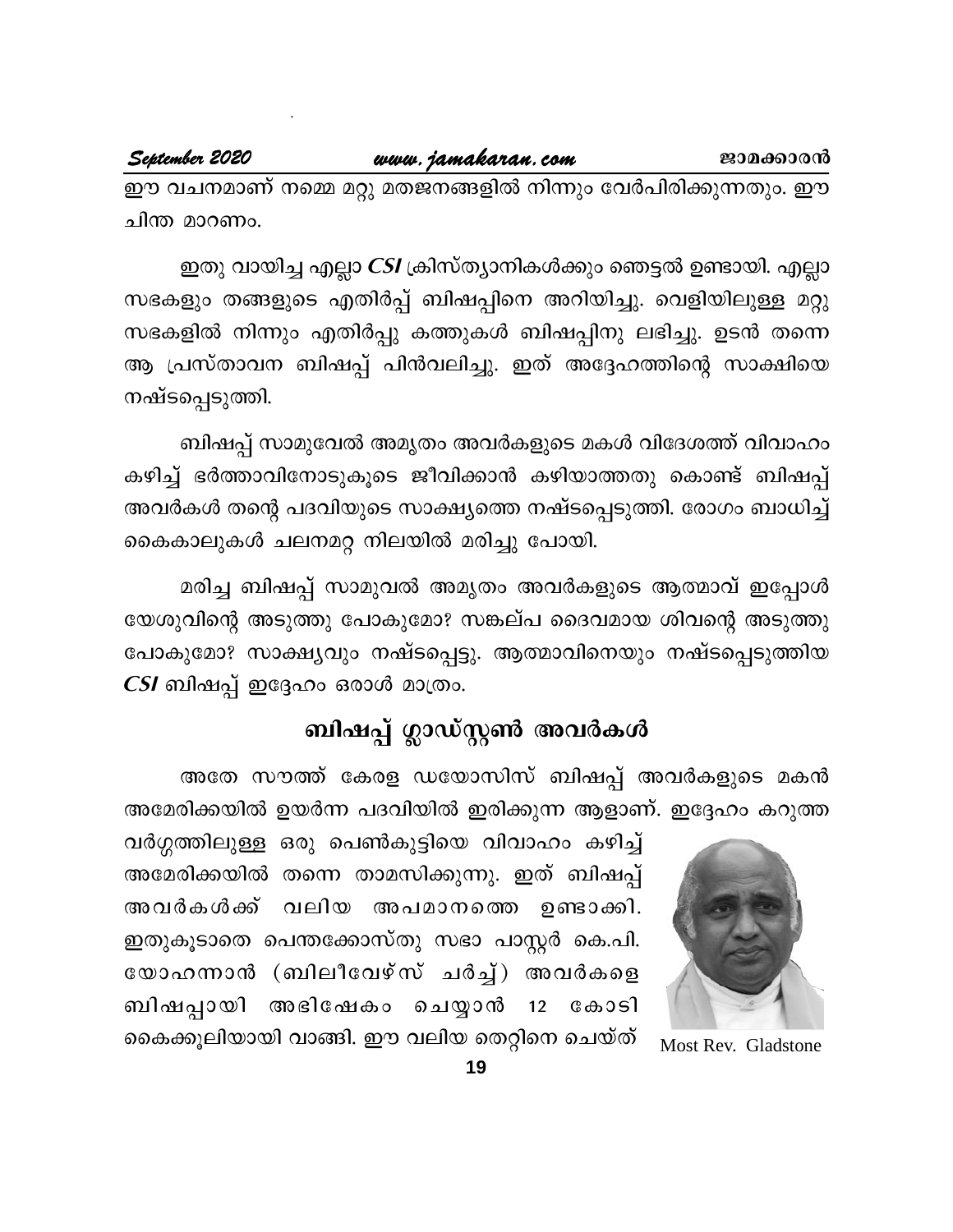ഈ വചനമാണ് നമ്മെ മറ്റു മതജനങ്ങളിൽ നിന്നും വേർപിരിക്കുന്നതും. ഈ ചിന്ത മാറണം.

ഇതു വായിച്ച എല്ലാ ***CSI*** ക്രിസ്ത്യാനികൾക്കും ഞെട്ടൽ ഉണ്ടായി. എല്ലാ സഭകളും തങ്ങളുടെ എതിർപ്പ് ബിഷപ്പിനെ അറിയിച്ചു. വെളിയിലുള്ള മറ്റു സഭകളിൽ നിന്നും എതിർപ്പു കത്തുകൾ ബിഷപ്പിനു ലഭിച്ചു. ഉടൻ തന്നെ ആ പ്രസ്താവന ബിഷപ്പ് പിൻവലിച്ചു. ഇത് അദ്ദേഹത്തിന്റെ സാക്ഷിയെ നഷ്ടപ്പെടുത്തി.

ബിഷപ്പ് സാമുവേൽ അമൃതം അവർകളുടെ മകൾ വിദേശത്ത് വിവാഹം കഴിച്ച് ഭർത്താവിനോടുകൂടെ ജീവിക്കാൻ കഴിയാത്തതു കൊണ്ട് ബിഷപ്പ് അവർകൾ തന്റെ പദവിയുടെ സാക്ഷ്യത്തെ നഷ്ടപ്പെടുത്തി. രോഗം ബാധിച്ച് കൈകാലുകൾ ചലനമറ്റ നിലയിൽ മരിച്ചു പോയി.

മരിച്ച ബിഷപ്പ് സാമുവൽ അമൃതം അവർകളുടെ ആത്മാവ് ഇപ്പോൾ യേശുവിന്റെ അടുത്തു പോകുമോ? സങ്കല്പ ദൈവമായ ശിവന്റെ അടുത്തു പോകുമോ? സാക്ഷ്യവും നഷ്ടപ്പെട്ടു. ആത്മാവിനെയും നഷ്ടപ്പെടുത്തിയ ***CSI*** ബിഷപ്പ് ഇദ്ദേഹം ഒരാൾ മാത്രം.

## ബിഷപ്പ് ഗ്ലാഡ്സ്റ്റൺ അവർകൾ

അതേ സൗത്ത് കേരള ഡയോസിസ് ബിഷപ്പ് അവർകളുടെ മകൻ അമേരിക്കയിൽ ഉയർന്ന പദവിയിൽ ഇരിക്കുന്ന ആളാണ്. ഇദ്ദേഹം കറുത്ത വർഗ്ഗത്തിലുള്ള ഒരു പെൺകുട്ടിയെ വിവാഹം കഴിച്ച് അമേരിക്കയിൽ തന്നെ താമസിക്കുന്നു. ഇത് ബിഷപ്പ് അവർകൾക്ക് വലിയ അപമാനത്തെ ഉണ്ടാക്കി. ഇതുകൂടാതെ പെന്തക്കോസ്തു സഭാ പാസ്റ്റർ കെ.പി. യോഹന്നാൻ (ബിലീവേഴ്സ് ചർച്ച്) അവർകളെ ബിഷപ്പായി അഭിഷേകം ചെയ്യാൻ 12 കോടി കൈക്കൂലിയായി വാങ്ങി. ഈ വലിയ തെറ്റിനെ ചെയ്ത്

Most Rev. Gladstone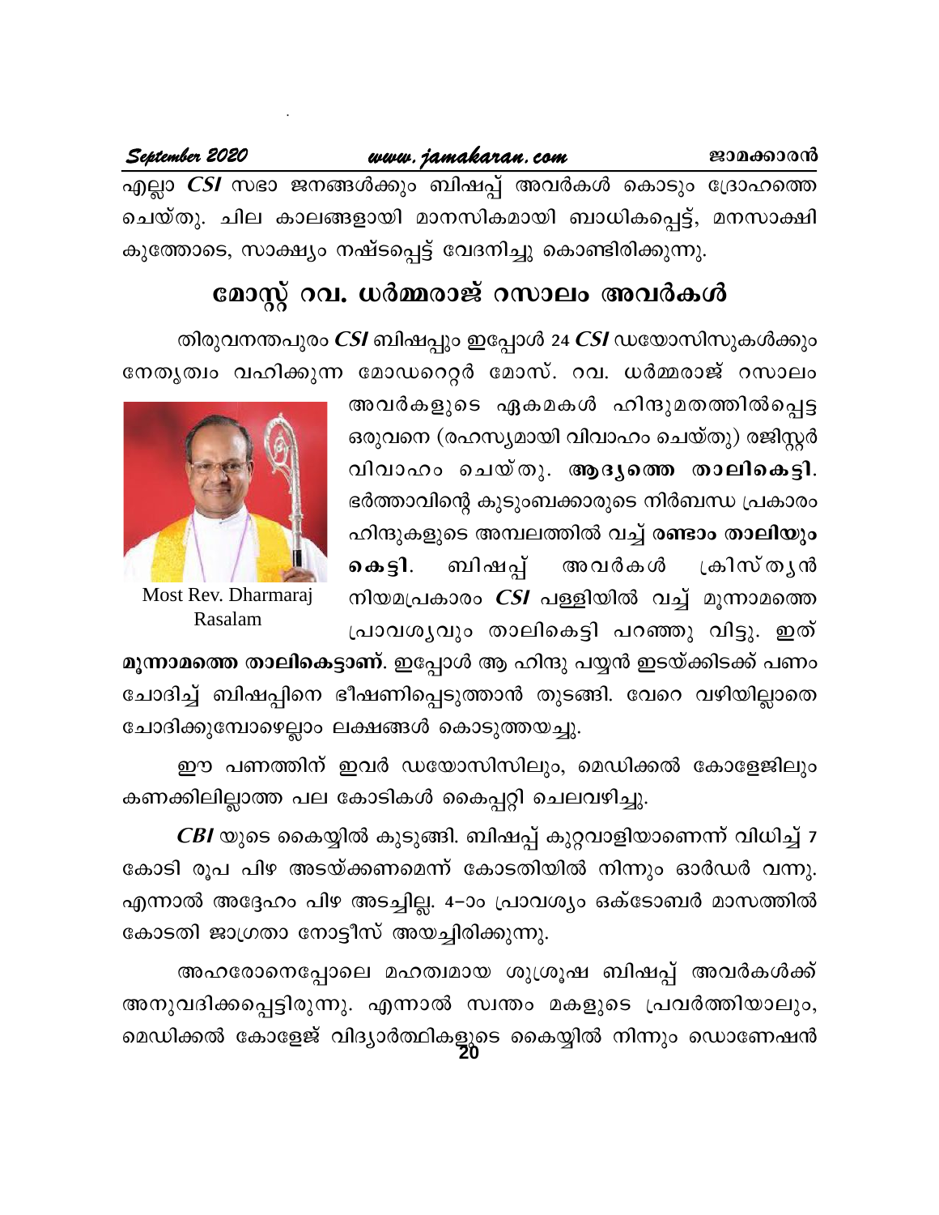എല്ലാ *CSI* സഭാ ജനങ്ങൾക്കും ബിഷപ്പ് അവർകൾ കൊടും ദ്രോഹത്തെ ചെയ്തു. ചില കാലങ്ങളായി മാനസികമായി ബാധികപ്പെട്ട്, മനസാക്ഷി കുത്തോടെ, സാക്ഷ്യം നഷ്ടപ്പെട്ട് വേദനിച്ചു കൊണ്ടിരിക്കുന്നു.

## മോസ്റ്റ് റവ. ധർമ്മരാജ് റസാലം അവർകൾ

തിരുവനന്തപുരം *CSI* ബിഷപ്പും ഇപ്പോൾ 24 *CSI* ഡയോസിസുകൾക്കും നേതൃത്വം വഹിക്കുന്ന മോഡറെറ്റർ മോസ്. റവ. ധർമ്മരാജ് റസാലം അവർകളുടെ ഏകമകൾ ഹിന്ദുമതത്തിൽപ്പെട്ട ഒരുവനെ (രഹസ്യമായി വിവാഹം ചെയ്തു) രജിസ്റ്റർ വിവാഹം ചെയ്തു. **ആദ്യത്തെ താലികെട്ടി**. ഭർത്താവിന്റെ കുടുംബക്കാരുടെ നിർബന്ധ പ്രകാരം ഹിന്ദുകളുടെ അമ്പലത്തിൽ വച്ച് **രണ്ടാം താലിയും കെട്ടി**. ബിഷപ്പ് അവർകൾ ക്രിസ്തൃൻ നിയമപ്രകാരം *CSI* പള്ളിയിൽ വച്ച് മൂന്നാമത്തെ പ്രാവശ്യവും താലികെട്ടി പറഞ്ഞു വിട്ടു. ഇത് **മൂന്നാമത്തെ താലികെട്ടാണ്**. ഇപ്പോൾ ആ ഹിന്ദു പയ്യൻ ഇടയ്ക്കിടക്ക് പണം ചോദിച്ച് ബിഷപ്പിനെ ഭീഷണിപ്പെടുത്താൻ തുടങ്ങി. വേറെ വഴിയില്ലാതെ ചോദിക്കുമ്പോഴെല്ലാം ലക്ഷങ്ങൾ കൊടുത്തയച്ചു.

Most Rev. Dharmaraj Rasalam

ഈ പണത്തിന് ഇവർ ഡയോസിസിലും, മെഡിക്കൽ കോളേജിലും കണക്കിലില്ലാത്ത പല കോടികൾ കൈപ്പറ്റി ചെലവഴിച്ചു.

*CBI* യുടെ കൈയ്യിൽ കുടുങ്ങി. ബിഷപ്പ് കുറ്റവാളിയാണെന്ന് വിധിച്ച് 7 കോടി രൂപ പിഴ അടയ്ക്കണമെന്ന് കോടതിയിൽ നിന്നും ഓർഡർ വന്നു. എന്നാൽ അദ്ദേഹം പിഴ അടച്ചില്ല. 4–ാം പ്രാവശ്യം ഒക്ടോബർ മാസത്തിൽ കോടതി ജാഗ്രതാ നോട്ടീസ് അയച്ചിരിക്കുന്നു.

അഹരോനെപ്പോലെ മഹത്വമായ ശുശ്രൂഷ ബിഷപ്പ് അവർകൾക്ക് അനുവദിക്കപ്പെട്ടിരുന്നു. എന്നാൽ സ്വന്തം മകളുടെ പ്രവർത്തിയാലും, മെഡിക്കൽ കോളേജ് വിദ്യാർത്ഥികളുടെ കൈയ്യിൽ നിന്നും ഡൊണേഷൻ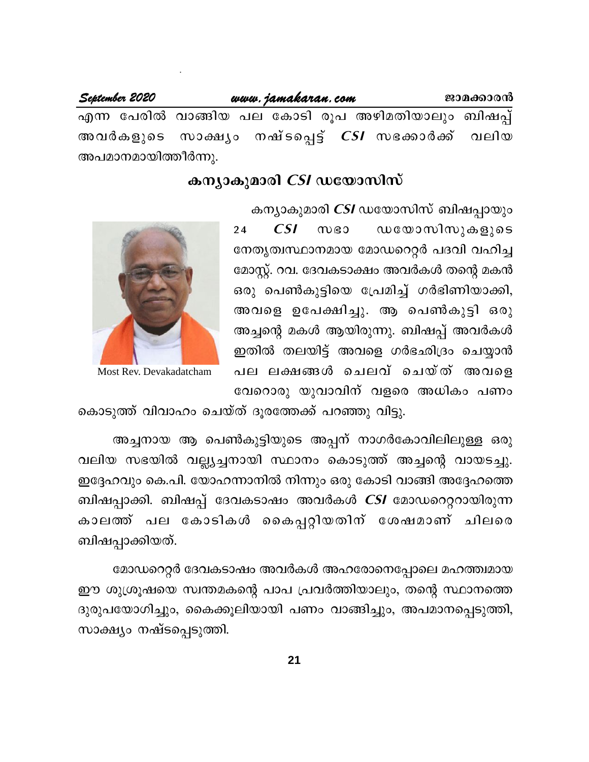എന്ന പേരിൽ വാങ്ങിയ പല കോടി രൂപ അഴിമതിയാലും ബിഷപ്പ് അവർകളുടെ സാക്ഷ്യം നഷ്ടപ്പെട്ട് ***CSI*** സഭക്കാർക്ക് വലിയ അപമാനമായിത്തീർന്നു.

## കന്യാകുമാരി *CSI* ഡയോസിസ്

Most Rev. Devakadatcham

കന്യാകുമാരി ***CSI*** ഡയോസിസ് ബിഷപ്പായും 24 ***CSI*** സഭാ ഡയോസിസുകളുടെ നേതൃത്വസ്ഥാനമായ മോഡറെറ്റർ പദവി വഹിച്ച മോസ്റ്റ്. റവ. ദേവകടാക്ഷം അവർകൾ തന്റെ മകൻ ഒരു പെൺകുട്ടിയെ പ്രേമിച്ച് ഗർഭിണിയാക്കി, അവളെ ഉപേക്ഷിച്ചു. ആ പെൺകുട്ടി ഒരു അച്ചന്റെ മകൾ ആയിരുന്നു. ബിഷപ്പ് അവർകൾ ഇതിൽ തലയിട്ട് അവളെ ഗർഭഛിദ്രം ചെയ്യാൻ പല ലക്ഷങ്ങൾ ചെലവ് ചെയ്ത് അവളെ വേറൊരു യുവാവിന് വളരെ അധികം പണം കൊടുത്ത് വിവാഹം ചെയ്ത് ദൂരത്തേക്ക് പറഞ്ഞു വിട്ടു.

അച്ചനായ ആ പെൺകുട്ടിയുടെ അപ്പന് നാഗർകോവിലിലുള്ള ഒരു വലിയ സഭയിൽ വല്ല്യച്ചനായി സ്ഥാനം കൊടുത്ത് അച്ചന്റെ വായടച്ചു. ഇദ്ദേഹവും കെ.പി. യോഹന്നാനിൽ നിന്നും ഒരു കോടി വാങ്ങി അദ്ദേഹത്തെ ബിഷപ്പാക്കി. ബിഷപ്പ് ദേവകടാഷം അവർകൾ ***CSI*** മോഡറെറ്ററായിരുന്ന കാലത്ത് പല കോടികൾ കൈപ്പറ്റിയതിന് ശേഷമാണ് ചിലരെ ബിഷപ്പാക്കിയത്.

മോഡറെറ്റർ ദേവകടാഷം അവർകൾ അഹരോനെപ്പോലെ മഹത്വമായ ഈ ശുശ്രൂഷയെ സ്വന്തമകന്റെ പാപ പ്രവർത്തിയാലും, തന്റെ സ്ഥാനത്തെ ദുരുപയോഗിച്ചും, കൈക്കൂലിയായി പണം വാങ്ങിച്ചും, അപമാനപ്പെടുത്തി, സാക്ഷ്യം നഷ്ടപ്പെടുത്തി.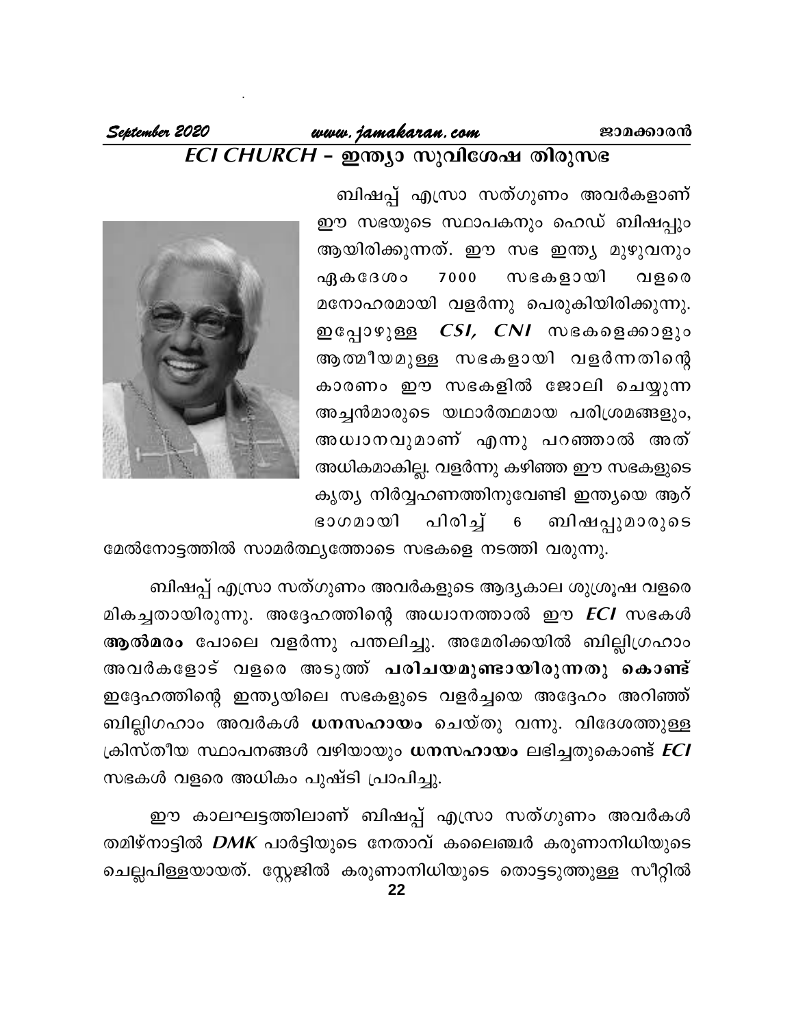## *ECI CHURCH* – ഇന്ത്യാ സുവിശേഷ തിരുസഭ

ബിഷപ്പ് എസ്രാ സത്ഗുണം അവർകളാണ് ഈ സഭയുടെ സ്ഥാപകനും ഹെഡ് ബിഷപ്പും ആയിരിക്കുന്നത്. ഈ സഭ ഇന്ത്യ മുഴുവനും ഏകദേശം 7000 സഭകളായി വളരെ മനോഹരമായി വളർന്നു പെരുകിയിരിക്കുന്നു. ഇപ്പോഴുള്ള *CSI, CNI* സഭകളെക്കാളും ആത്മീയമുള്ള സഭകളായി വളർന്നതിന്റെ കാരണം ഈ സഭകളിൽ ജോലി ചെയ്യുന്ന അച്ചൻമാരുടെ യഥാർത്ഥമായ പരിശ്രമങ്ങളും, അധ്വാനവുമാണ് എന്നു പറഞ്ഞാൽ അത് അധികമാകില്ല. വളർന്നു കഴിഞ്ഞ ഈ സഭകളുടെ കൃത്യ നിർവ്വഹണത്തിനുവേണ്ടി ഇന്ത്യയെ ആറ് ഭാഗമായി പിരിച്ച് 6 ബിഷപ്പുമാരുടെ മേൽനോട്ടത്തിൽ സാമർത്ഥ്യത്തോടെ സഭകളെ നടത്തി വരുന്നു.

ബിഷപ്പ് എസ്രാ സത്ഗുണം അവർകളുടെ ആദ്യകാല ശുശ്രൂഷ വളരെ മികച്ചതായിരുന്നു. അദ്ദേഹത്തിന്റെ അധ്വാനത്താൽ ഈ *ECI* സഭകൾ **ആൽമരം** പോലെ വളർന്നു പന്തലിച്ചു. അമേരിക്കയിൽ ബില്ലിഗ്രഹാം അവർകളോട് വളരെ അടുത്ത് **പരിചയമുണ്ടായിരുന്നതു കൊണ്ട്** ഇദ്ദേഹത്തിന്റെ ഇന്ത്യയിലെ സഭകളുടെ വളർച്ചയെ അദ്ദേഹം അറിഞ്ഞ് ബില്ലിഗഹാം അവർകൾ **ധനസഹായം** ചെയ്തു വന്നു. വിദേശത്തുള്ള ക്രിസ്തീയ സ്ഥാപനങ്ങൾ വഴിയായും **ധനസഹായം** ലഭിച്ചതുകൊണ്ട് *ECI* സഭകൾ വളരെ അധികം പുഷ്ടി പ്രാപിച്ചു.

ഈ കാലഘട്ടത്തിലാണ് ബിഷപ്പ് എസ്രാ സത്ഗുണം അവർകൾ തമിഴ്നാട്ടിൽ *DMK* പാർട്ടിയുടെ നേതാവ് കലൈഞ്ചർ കരുണാനിധിയുടെ ചെല്ലപിള്ളയായത്. സ്റ്റേജിൽ കരുണാനിധിയുടെ തൊട്ടടുത്തുള്ള സീറ്റിൽ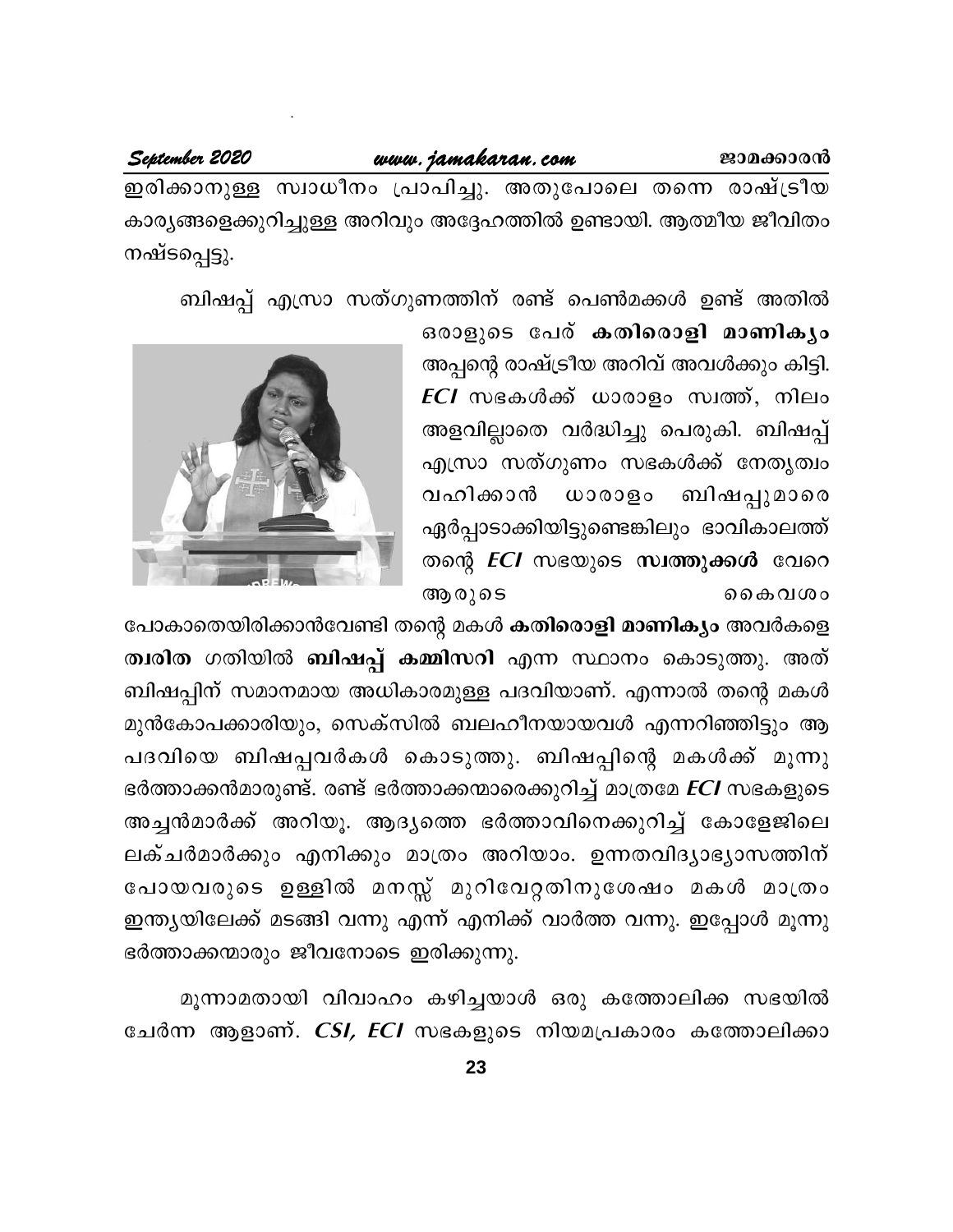ഇരിക്കാനുള്ള സ്വാധീനം പ്രാപിച്ചു. അതുപോലെ തന്നെ രാഷ്ട്രീയ കാര്യങ്ങളെക്കുറിച്ചുള്ള അറിവും അദ്ദേഹത്തിൽ ഉണ്ടായി. ആത്മീയ ജീവിതം നഷ്ടപ്പെട്ടു.

ബിഷപ്പ് എസ്രാ സത്ഗുണത്തിന് രണ്ട് പെൺമക്കൾ ഉണ്ട് അതിൽ ഒരാളുടെ പേര് **കതിരൊളി മാണിക്യം** അപ്പന്റെ രാഷ്ട്രീയ അറിവ് അവൾക്കും കിട്ടി. ***ECI*** സഭകൾക്ക് ധാരാളം സ്വത്ത്, നിലം അളവില്ലാതെ വർദ്ധിച്ചു പെരുകി. ബിഷപ്പ് എസ്രാ സത്ഗുണം സഭകൾക്ക് നേതൃത്വം വഹിക്കാൻ ധാരാളം ബിഷപ്പുമാരെ ഏർപ്പാടാക്കിയിട്ടുണ്ടെങ്കിലും ഭാവികാലത്ത് തന്റെ ***ECI*** സഭയുടെ **സ്വത്തുക്കൾ** വേറെ ആരുടെ കൈവശം പോകാതെയിരിക്കാൻവേണ്ടി തന്റെ മകൾ **കതിരൊളി മാണിക്യം** അവർകളെ **ത്വരിത** ഗതിയിൽ **ബിഷപ്പ് കമ്മിസറി** എന്ന സ്ഥാനം കൊടുത്തു. അത് ബിഷപ്പിന് സമാനമായ അധികാരമുള്ള പദവിയാണ്. എന്നാൽ തന്റെ മകൾ മുൻകോപക്കാരിയും, സെക്സിൽ ബലഹീനയായവൾ എന്നറിഞ്ഞിട്ടും ആ പദവിയെ ബിഷപ്പവർകൾ കൊടുത്തു. ബിഷപ്പിന്റെ മകൾക്ക് മൂന്നു ഭർത്താക്കൻമാരുണ്ട്. രണ്ട് ഭർത്താക്കന്മാരെക്കുറിച്ച് മാത്രമേ ***ECI*** സഭകളുടെ അച്ചൻമാർക്ക് അറിയൂ. ആദ്യത്തെ ഭർത്താവിനെക്കുറിച്ച് കോളേജിലെ ലക്ചർമാർക്കും എനിക്കും മാത്രം അറിയാം. ഉന്നതവിദ്യാഭ്യാസത്തിന് പോയവരുടെ ഉള്ളിൽ മനസ്സ് മുറിവേറ്റതിനുശേഷം മകൾ മാത്രം ഇന്ത്യയിലേക്ക് മടങ്ങി വന്നു എന്ന് എനിക്ക് വാർത്ത വന്നു. ഇപ്പോൾ മൂന്നു ഭർത്താക്കന്മാരും ജീവനോടെ ഇരിക്കുന്നു.

മൂന്നാമതായി വിവാഹം കഴിച്ചയാൾ ഒരു കത്തോലിക്ക സഭയിൽ ചേർന്ന ആളാണ്. ***CSI, ECI*** സഭകളുടെ നിയമപ്രകാരം കത്തോലിക്കാ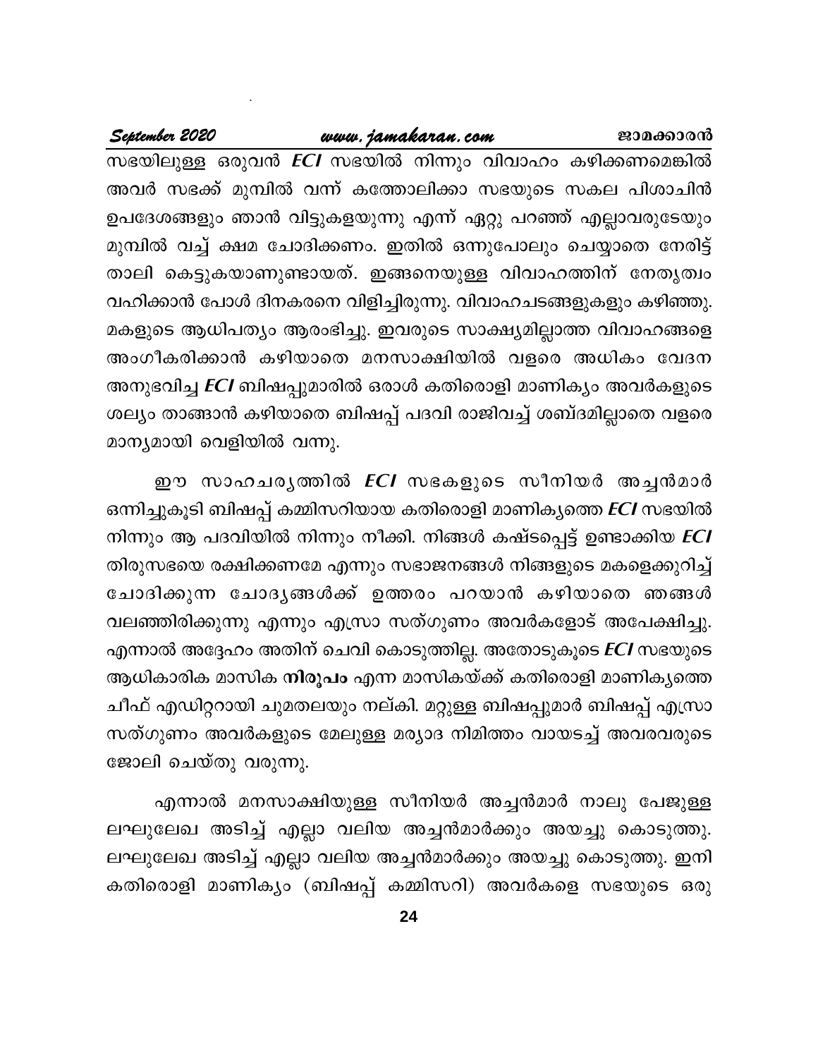സഭയിലുള്ള ഒരുവൻ ***ECI*** സഭയിൽ നിന്നും വിവാഹം കഴിക്കണമെങ്കിൽ അവർ സഭക്ക് മുമ്പിൽ വന്ന് കത്തോലിക്കാ സഭയുടെ സകല പിശാചിൻ ഉപദേശങ്ങളും ഞാൻ വിട്ടുകളയുന്നു എന്ന് ഏറ്റു പറഞ്ഞ് എല്ലാവരുടേയും മുമ്പിൽ വച്ച് ക്ഷമ ചോദിക്കണം. ഇതിൽ ഒന്നുപോലും ചെയ്യാതെ നേരിട്ട് താലി കെട്ടുകയാണുണ്ടായത്. ഇങ്ങനെയുള്ള വിവാഹത്തിന് നേതൃത്വം വഹിക്കാൻ പോൾ ദിനകരനെ വിളിച്ചിരുന്നു. വിവാഹചടങ്ങളുകളും കഴിഞ്ഞു. മകളുടെ ആധിപത്യം ആരംഭിച്ചു. ഇവരുടെ സാക്ഷ്യമില്ലാത്ത വിവാഹങ്ങളെ അംഗീകരിക്കാൻ കഴിയാതെ മനസാക്ഷിയിൽ വളരെ അധികം വേദന അനുഭവിച്ച ***ECI*** ബിഷപ്പുമാരിൽ ഒരാൾ കതിരൊളി മാണിക്യം അവർകളുടെ ശല്യം താങ്ങാൻ കഴിയാതെ ബിഷപ്പ് പദവി രാജിവച്ച് ശബ്ദമില്ലാതെ വളരെ മാന്യമായി വെളിയിൽ വന്നു.

ഈ സാഹചര്യത്തിൽ ***ECI*** സഭകളുടെ സീനിയർ അച്ചൻമാർ ഒന്നിച്ചുകൂടി ബിഷപ്പ് കമ്മിസറിയായ കതിരൊളി മാണിക്യത്തെ ***ECI*** സഭയിൽ നിന്നും ആ പദവിയിൽ നിന്നും നീക്കി. നിങ്ങൾ കഷ്ടപ്പെട്ട് ഉണ്ടാക്കിയ ***ECI*** തിരുസഭയെ രക്ഷിക്കണമേ എന്നും സഭാജനങ്ങൾ നിങ്ങളുടെ മകളെക്കുറിച്ച് ചോദിക്കുന്ന ചോദ്യങ്ങൾക്ക് ഉത്തരം പറയാൻ കഴിയാതെ ഞങ്ങൾ വലഞ്ഞിരിക്കുന്നു എന്നും എസ്രാ സത്ഗുണം അവർകളോട് അപേക്ഷിച്ചു. എന്നാൽ അദ്ദേഹം അതിന് ചെവി കൊടുത്തില്ല. അതോടുകൂടെ ***ECI*** സഭയുടെ ആധികാരിക മാസിക **നിരൂപം** എന്ന മാസികയ്ക്ക് കതിരൊളി മാണിക്യത്തെ ചീഫ് എഡിറ്ററായി ചുമതലയും നല്കി. മറ്റുള്ള ബിഷപ്പുമാർ ബിഷപ്പ് എസ്രാ സത്ഗുണം അവർകളുടെ മേലുള്ള മര്യാദ നിമിത്തം വായടച്ച് അവരവരുടെ ജോലി ചെയ്തു വരുന്നു.

എന്നാൽ മനസാക്ഷിയുള്ള സീനിയർ അച്ചൻമാർ നാലു പേജുള്ള ലഘുലേഖ അടിച്ച് എല്ലാ വലിയ അച്ചൻമാർക്കും അയച്ചു കൊടുത്തു. ലഘുലേഖ അടിച്ച് എല്ലാ വലിയ അച്ചൻമാർക്കും അയച്ചു കൊടുത്തു. ഇനി കതിരൊളി മാണിക്യം (ബിഷപ്പ് കമ്മിസറി) അവർകളെ സഭയുടെ ഒരു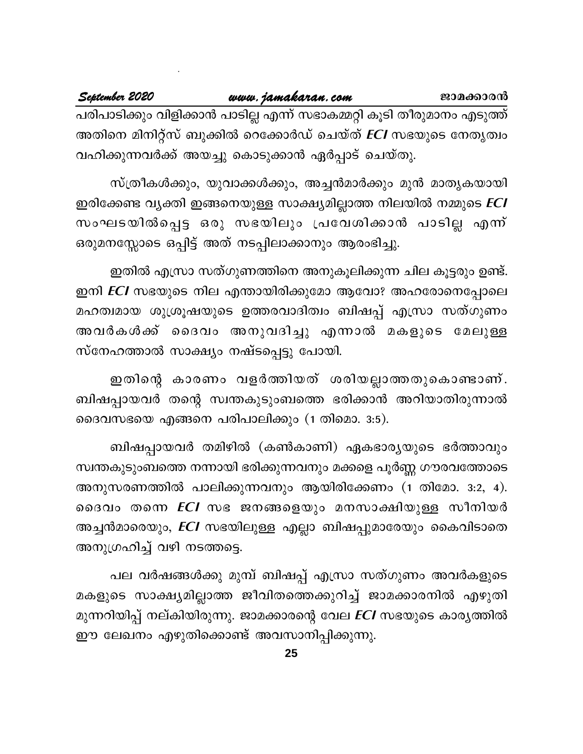പരിപാടിക്കും വിളിക്കാൻ പാടില്ല എന്ന് സഭാകമ്മറ്റി കൂടി തീരുമാനം എടുത്ത് അതിനെ മിനിറ്റ്സ് ബുക്കിൽ റെക്കോർഡ് ചെയ്ത് ***ECI*** സഭയുടെ നേതൃത്വം വഹിക്കുന്നവർക്ക് അയച്ചു കൊടുക്കാൻ ഏർപ്പാട് ചെയ്തു.

സ്ത്രീകൾക്കും, യുവാക്കൾക്കും, അച്ചൻമാർക്കും മുൻ മാതൃകയായി ഇരിക്കേണ്ട വ്യക്തി ഇങ്ങനെയുള്ള സാക്ഷ്യമില്ലാത്ത നിലയിൽ നമ്മുടെ ***ECI*** സംഘടയിൽപ്പെട്ട ഒരു സഭയിലും പ്രവേശിക്കാൻ പാടില്ല എന്ന് ഒരുമനസ്സോടെ ഒപ്പിട്ട് അത് നടപ്പിലാക്കാനും ആരംഭിച്ചു.

ഇതിൽ എസ്രാ സത്ഗുണത്തിനെ അനുകൂലിക്കുന്ന ചില കൂട്ടരും ഉണ്ട്. ഇനി ***ECI*** സഭയുടെ നില എന്തായിരിക്കുമോ ആവോ? അഹരോനെപ്പോലെ മഹത്വമായ ശുശ്രൂഷയുടെ ഉത്തരവാദിത്വം ബിഷപ്പ് എസ്രാ സത്ഗുണം അവർകൾക്ക് ദൈവം അനുവദിച്ചു എന്നാൽ മകളുടെ മേലുള്ള സ്നേഹത്താൽ സാക്ഷ്യം നഷ്ടപ്പെട്ടു പോയി.

ഇതിന്റെ കാരണം വളർത്തിയത് ശരിയല്ലാത്തതുകൊണ്ടാണ്. ബിഷപ്പായവർ തന്റെ സ്വന്തകുടുംബത്തെ ഭരിക്കാൻ അറിയാതിരുന്നാൽ ദൈവസഭയെ എങ്ങനെ പരിപാലിക്കും (1 തിമൊ. 3:5).

ബിഷപ്പായവർ തമിഴിൽ (കൺകാണി) ഏകഭാര്യയുടെ ഭർത്താവും സ്വന്തകുടുംബത്തെ നന്നായി ഭരിക്കുന്നവനും മക്കളെ പൂർണ്ണ ഗൗരവത്തോടെ അനുസരണത്തിൽ പാലിക്കുന്നവനും ആയിരിക്കേണം (1 തിമോ. 3:2, 4). ദൈവം തന്നെ ***ECI*** സഭ ജനങ്ങളെയും മനസാക്ഷിയുള്ള സീനിയർ അച്ചൻമാരെയും, ***ECI*** സഭയിലുള്ള എല്ലാ ബിഷപ്പുമാരേയും കൈവിടാതെ അനുഗ്രഹിച്ച് വഴി നടത്തട്ടെ.

പല വർഷങ്ങൾക്കു മുമ്പ് ബിഷപ്പ് എസ്രാ സത്ഗുണം അവർകളുടെ മകളുടെ സാക്ഷ്യമില്ലാത്ത ജീവിതത്തെക്കുറിച്ച് ജാമക്കാരനിൽ എഴുതി മുന്നറിയിപ്പ് നല്കിയിരുന്നു. ജാമക്കാരന്റെ വേല ***ECI*** സഭയുടെ കാര്യത്തിൽ ഈ ലേഖനം എഴുതിക്കൊണ്ട് അവസാനിപ്പിക്കുന്നു.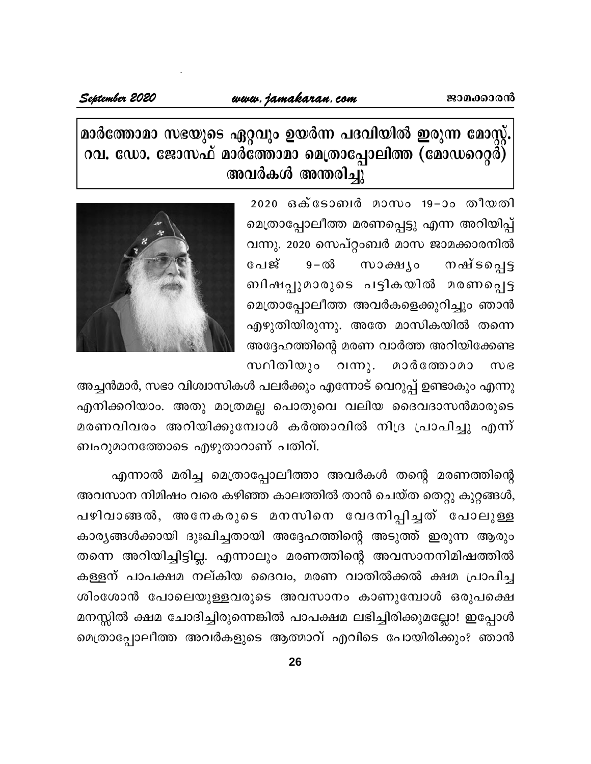## മാർത്തോമാ സഭയുടെ ഏറ്റവും ഉയർന്ന പദവിയിൽ ഇരുന്ന മോസ്റ്റ്. റവ. ഡോ. ജോസഫ് മാർത്തോമാ മെത്രാപ്പോലിത്ത (മോഡറെറ്റർ) അവർകൾ അന്തരിച്ചു

2020 ഒക്ടോബർ മാസം 19–ാം തീയതി മെത്രാപ്പോലീത്ത മരണപ്പെട്ടു എന്ന അറിയിപ്പ് വന്നു. 2020 സെപ്റ്റംബർ മാസ ജാമക്കാരനിൽ പേജ് 9–ൽ സാക്ഷ്യം നഷ്ടപ്പെട്ട ബിഷപ്പുമാരുടെ പട്ടികയിൽ മരണപ്പെട്ട മെത്രാപ്പോലീത്ത അവർകളെക്കുറിച്ചും ഞാൻ എഴുതിയിരുന്നു. അതേ മാസികയിൽ തന്നെ അദ്ദേഹത്തിന്റെ മരണ വാർത്ത അറിയിക്കേണ്ട സ്ഥിതിയും വന്നു. മാർത്തോമാ സഭ അച്ചൻമാർ, സഭാ വിശ്വാസികൾ പലർക്കും എന്നോട് വെറുപ്പ് ഉണ്ടാകും എന്നു എനിക്കറിയാം. അതു മാത്രമല്ല പൊതുവെ വലിയ ദൈവദാസൻമാരുടെ മരണവിവരം അറിയിക്കുമ്പോൾ കർത്താവിൽ നിദ്ര പ്രാപിച്ചു എന്ന് ബഹുമാനത്തോടെ എഴുതാറാണ് പതിവ്.

എന്നാൽ മരിച്ച മെത്രാപ്പോലീത്താ അവർകൾ തന്റെ മരണത്തിന്റെ അവസാന നിമിഷം വരെ കഴിഞ്ഞ കാലത്തിൽ താൻ ചെയ്ത തെറ്റു കുറ്റങ്ങൾ, പഴിവാങ്ങൽ, അനേകരുടെ മനസിനെ വേദനിപ്പിച്ചത് പോലുള്ള കാര്യങ്ങൾക്കായി ദുഃഖിച്ചതായി അദ്ദേഹത്തിന്റെ അടുത്ത് ഇരുന്ന ആരും തന്നെ അറിയിച്ചിട്ടില്ല. എന്നാലും മരണത്തിന്റെ അവസാനനിമിഷത്തിൽ കള്ളന് പാപക്ഷമ നല്കിയ ദൈവം, മരണ വാതിൽക്കൽ ക്ഷമ പ്രാപിച്ച ശിംശോൻ പോലെയുള്ളവരുടെ അവസാനം കാണുമ്പോൾ ഒരുപക്ഷെ മനസ്സിൽ ക്ഷമ ചോദിച്ചിരുന്നെങ്കിൽ പാപക്ഷമ ലഭിച്ചിരിക്കുമല്ലോ! ഇപ്പോൾ മെത്രാപ്പോലീത്ത അവർകളുടെ ആത്മാവ് എവിടെ പോയിരിക്കും? ഞാൻ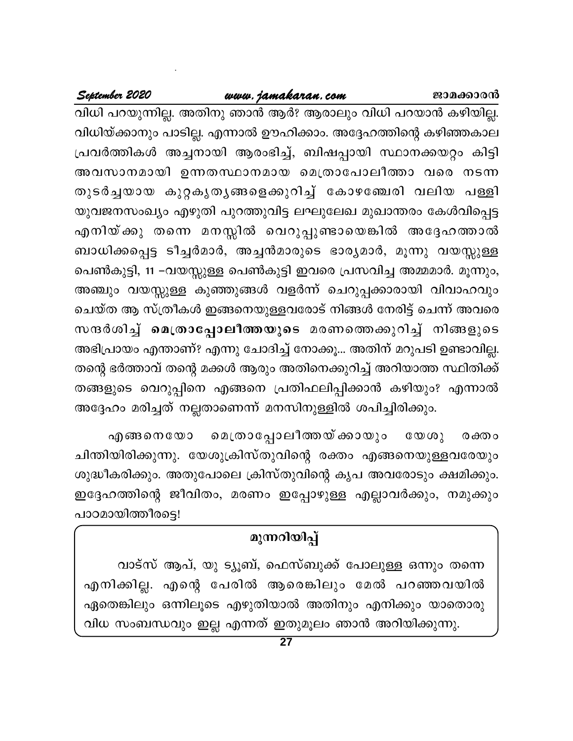വിധി പറയുന്നില്ല. അതിനു ഞാൻ ആർ? ആരാലും വിധി പറയാൻ കഴിയില്ല. വിധിയ്ക്കാനും പാടില്ല. എന്നാൽ ഊഹിക്കാം. അദ്ദേഹത്തിന്റെ കഴിഞ്ഞകാല പ്രവർത്തികൾ അച്ചനായി ആരംഭിച്ച്, ബിഷപ്പായി സ്ഥാനക്കയറ്റം കിട്ടി അവസാനമായി ഉന്നതസ്ഥാനമായ മെത്രാപോലീത്താ വരെ നടന്ന തുടർച്ചയായ കുറ്റകൃത്യങ്ങളെക്കുറിച്ച് കോഴഞ്ചേരി വലിയ പള്ളി യുവജനസംഖ്യം എഴുതി പുറത്തുവിട്ട ലഘുലേഖ മുഖാന്തരം കേൾവിപ്പെട്ട എനിയ്ക്കു തന്നെ മനസ്സിൽ വെറുപ്പുണ്ടായെങ്കിൽ അദ്ദേഹത്താൽ ബാധിക്കപ്പെട്ട ടീച്ചർമാർ, അച്ചൻമാരുടെ ഭാര്യമാർ, മൂന്നു വയസ്സുള്ള പെൺകുട്ടി, 11 –വയസ്സുള്ള പെൺകുട്ടി ഇവരെ പ്രസവിച്ച അമ്മമാർ. മൂന്നും, അഞ്ചും വയസ്സുള്ള കുഞ്ഞുങ്ങൾ വളർന്ന് ചെറുപ്പക്കാരായി വിവാഹവും ചെയ്ത ആ സ്ത്രീകൾ ഇങ്ങനെയുള്ളവരോട് നിങ്ങൾ നേരിട്ട് ചെന്ന് അവരെ സന്ദർശിച്ച് **മെത്രാപ്പോലീത്തയുടെ** മരണത്തെക്കുറിച്ച് നിങ്ങളുടെ അഭിപ്രായം എന്താണ്? എന്നു ചോദിച്ച് നോക്കൂ... അതിന് മറുപടി ഉണ്ടാവില്ല. തന്റെ ഭർത്താവ് തന്റെ മക്കൾ ആരും അതിനെക്കുറിച്ച് അറിയാത്ത സ്ഥിതിക്ക് തങ്ങളുടെ വെറുപ്പിനെ എങ്ങനെ പ്രതിഫലിപ്പിക്കാൻ കഴിയും? എന്നാൽ അദ്ദേഹം മരിച്ചത് നല്ലതാണെന്ന് മനസിനുള്ളിൽ ശപിച്ചിരിക്കും.

എങ്ങനെയോ മെത്രാപ്പോലീത്തയ്ക്കായും യേശു രക്തം ചിന്തിയിരിക്കുന്നു. യേശുക്രിസ്തുവിന്റെ രക്തം എങ്ങനെയുള്ളവരേയും ശുദ്ധീകരിക്കും. അതുപോലെ ക്രിസ്തുവിന്റെ കൃപ അവരോടും ക്ഷമിക്കും. ഇദ്ദേഹത്തിന്റെ ജീവിതം, മരണം ഇപ്പോഴുള്ള എല്ലാവർക്കും, നമുക്കും പാഠമായിത്തീരട്ടെ!

**മുന്നറിയിപ്പ്**

വാട്സ് ആപ്, യു ട്യൂബ്, ഫെസ്ബുക്ക് പോലുള്ള ഒന്നും തന്നെ എനിക്കില്ല. എന്റെ പേരിൽ ആരെങ്കിലും മേൽ പറഞ്ഞവയിൽ ഏതെങ്കിലും ഒന്നിലൂടെ എഴുതിയാൽ അതിനും എനിക്കും യാതൊരു വിധ സംബന്ധവും ഇല്ല എന്നത് ഇതുമൂലം ഞാൻ അറിയിക്കുന്നു.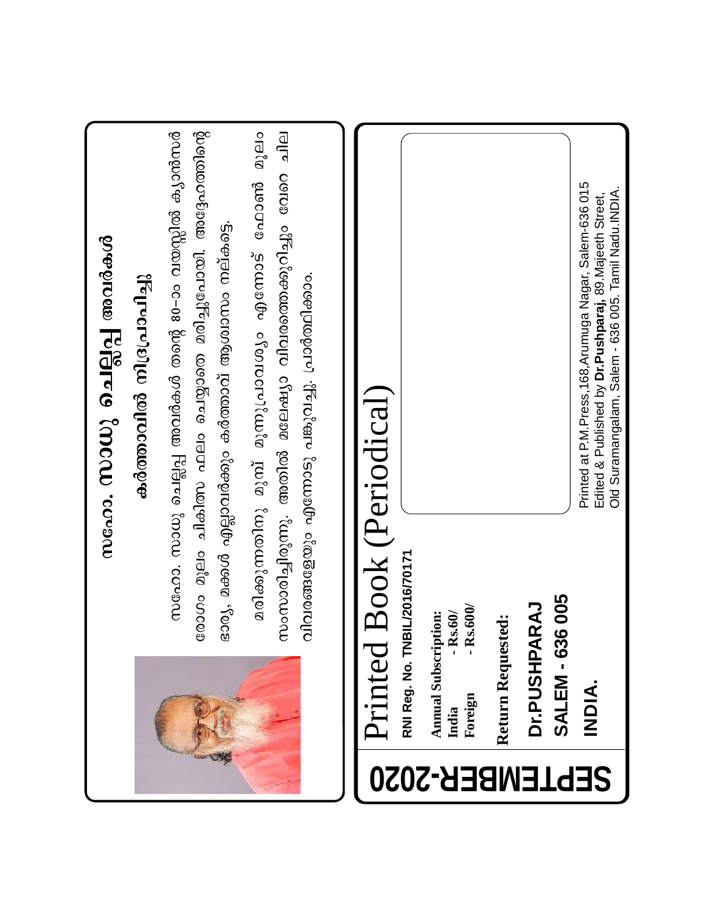## സഹോ. സാധു ചെല്ലപ്പ അവർകൾ

### കർത്താവിൽ നിദ്രപ്രാപിച്ചു

സഹോ. സാധു ചെല്ലപ്പ അവർകൾ തന്റെ 80–ാം വയസ്സിൽ ക്യാൻസർ രോഗം മൂലം ചികിത്സ ഫലം ചെയ്യാതെ മരിച്ചുപോയി. അദ്ദേഹത്തിന്റെ ഭാര്യ, മക്കൾ എല്ലാവർക്കും കർത്താവ് ആശ്വാസം നല്കട്ടെ.

മരിക്കുന്നതിനു മുമ്പ് മൂന്നുപ്രാവശ്യം എന്നോട് ഫോൺ മൂലം സംസാരിച്ചിരുന്നു. അതിൽ മലേഷ്യാ വിവരത്തെക്കുറിച്ചും വേറെ ചില വിവരങ്ങളെയും എന്നോടു പങ്കുവച്ചു. പ്രാർത്ഥിക്കാം.

# SEPTEMBER-2020

# Printed Book (Periodical)

**RNI Reg. No. TNBIL/2016/70171**

**Annual Subscription:**
**India - Rs.60/**
**Foreign - Rs.600/**

**Return Requested:**

**Dr.PUSHPARAJ**
**SALEM - 636 005**
**INDIA.**

Printed at P.M.Press,168,Arumuga Nagar, Salem-636 015
Edited & Published by **Dr.Pushparaj,** 89.Majeeth Street,
Old Suramangalam, Salem - 636 005. Tamil Nadu.INDIA.